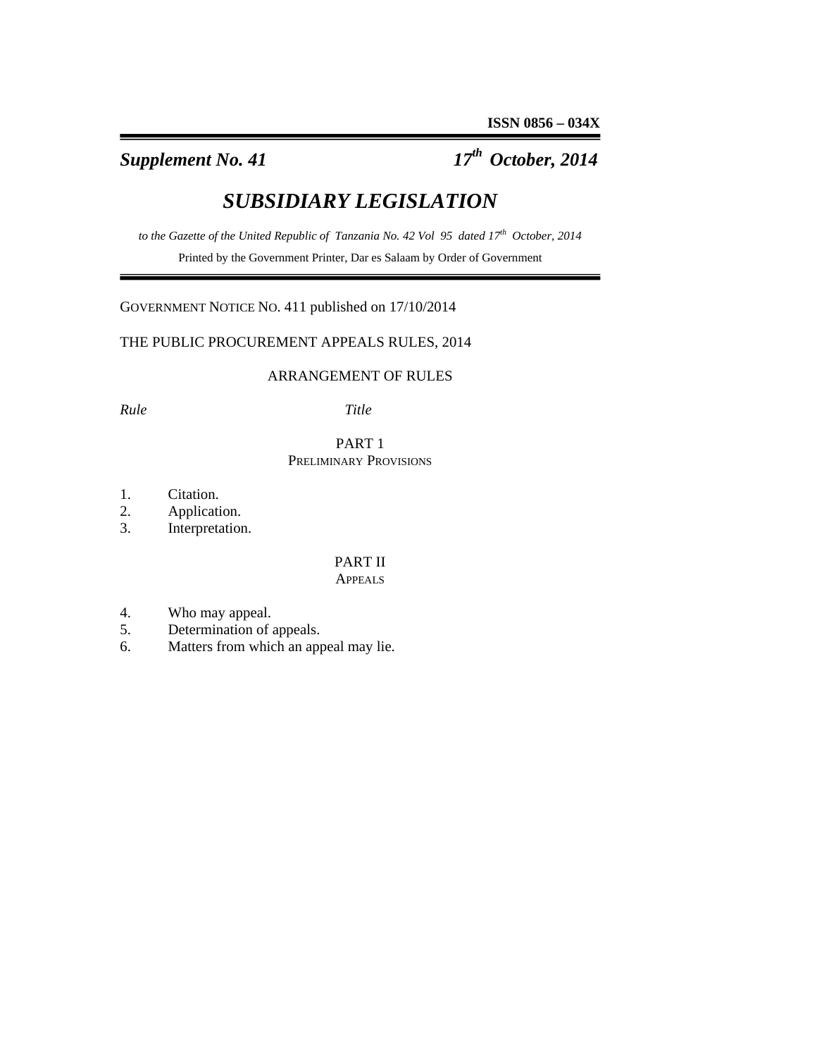**ISSN 0856 – 034X**

***Supplement No. 41*** ***17th October, 2014***

# *SUBSIDIARY LEGISLATION*

*to the Gazette of the United Republic of Tanzania No. 42 Vol 95 dated 17th October, 2014*

Printed by the Government Printer, Dar es Salaam by Order of Government

GOVERNMENT NOTICE NO. 411 published on 17/10/2014

THE PUBLIC PROCUREMENT APPEALS RULES, 2014

ARRANGEMENT OF RULES

*Rule* *Title*

PART 1
PRELIMINARY PROVISIONS

1. Citation.
2. Application.
3. Interpretation.

PART II
APPEALS

4. Who may appeal.
5. Determination of appeals.
6. Matters from which an appeal may lie.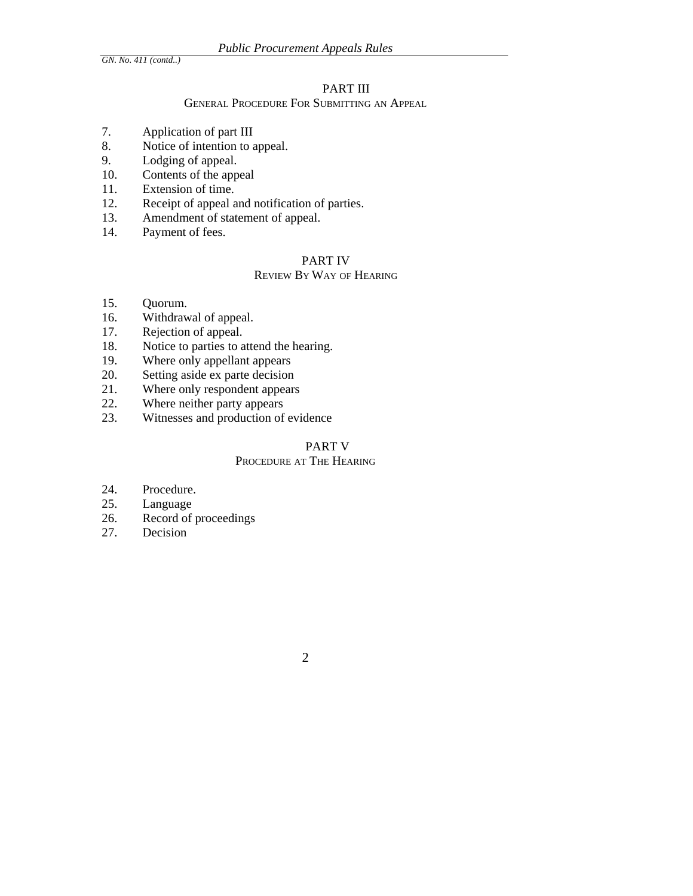## PART III

### General Procedure For Submitting an Appeal

7. Application of part III
8. Notice of intention to appeal.
9. Lodging of appeal.
10. Contents of the appeal
11. Extension of time.
12. Receipt of appeal and notification of parties.
13. Amendment of statement of appeal.
14. Payment of fees.

## PART IV

### Review By Way of Hearing

15. Quorum.
16. Withdrawal of appeal.
17. Rejection of appeal.
18. Notice to parties to attend the hearing.
19. Where only appellant appears
20. Setting aside ex parte decision
21. Where only respondent appears
22. Where neither party appears
23. Witnesses and production of evidence

## PART V

### Procedure at The Hearing

24. Procedure.
25. Language
26. Record of proceedings
27. Decision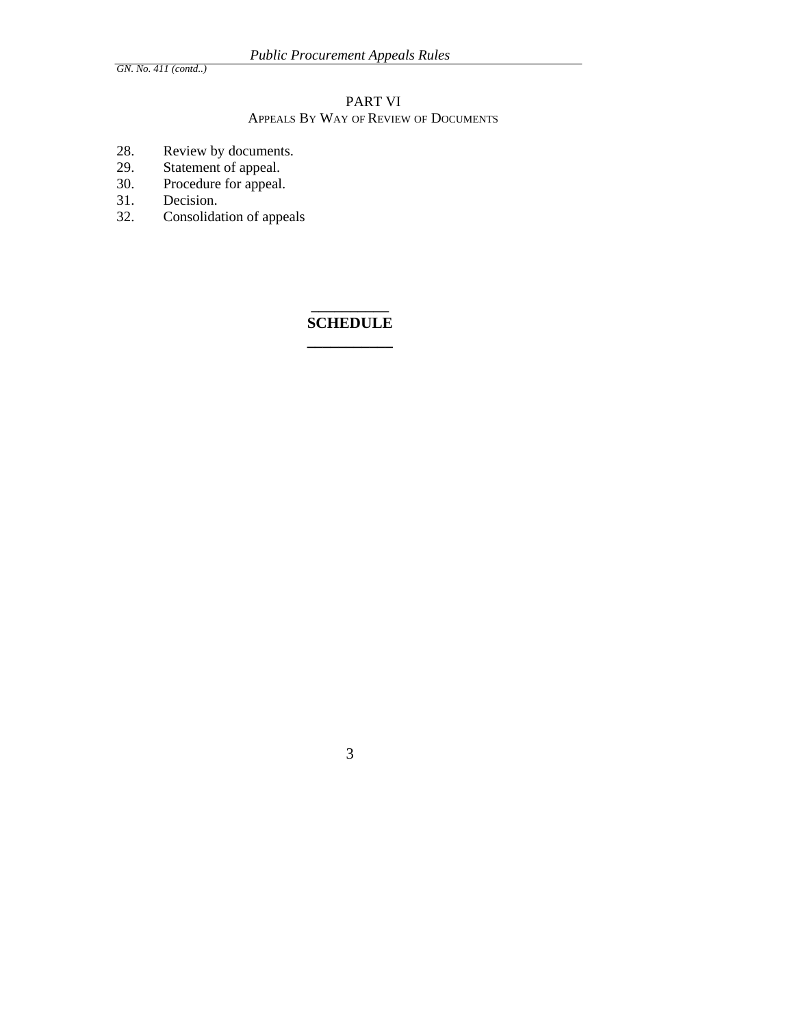## PART VI

### APPEALS BY WAY OF REVIEW OF DOCUMENTS

28. Review by documents.
29. Statement of appeal.
30. Procedure for appeal.
31. Decision.
32. Consolidation of appeals

---

**SCHEDULE**

---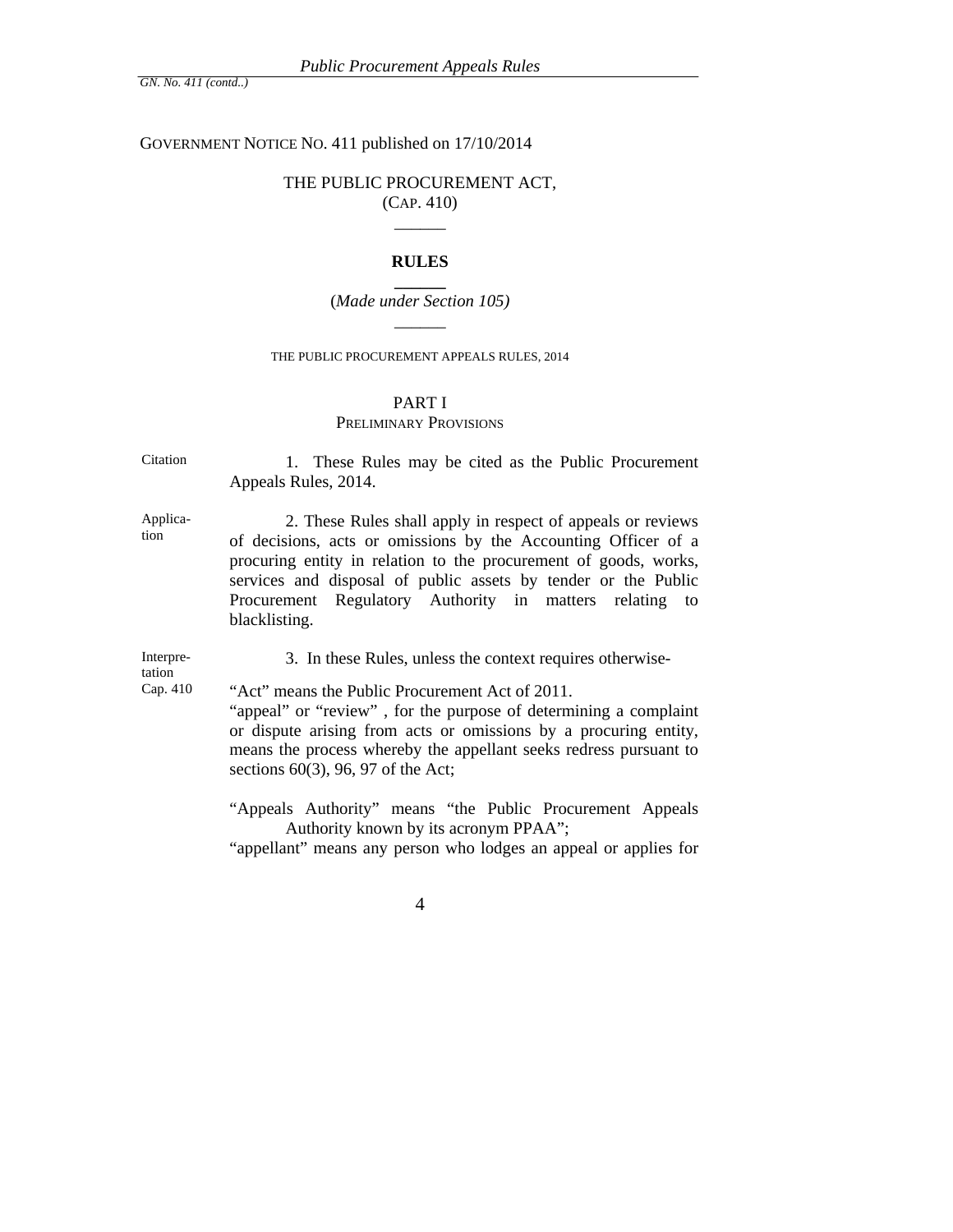GOVERNMENT NOTICE NO. 411 published on 17/10/2014

THE PUBLIC PROCUREMENT ACT,
(CAP. 410)

______

**RULES**

______

(*Made under Section 105)*

______

THE PUBLIC PROCUREMENT APPEALS RULES, 2014

## PART I
### PRELIMINARY PROVISIONS

Citation

1. These Rules may be cited as the Public Procurement Appeals Rules, 2014.

Application

2. These Rules shall apply in respect of appeals or reviews of decisions, acts or omissions by the Accounting Officer of a procuring entity in relation to the procurement of goods, works, services and disposal of public assets by tender or the Public Procurement Regulatory Authority in matters relating to blacklisting.

Interpretation
Cap. 410

3. In these Rules, unless the context requires otherwise-

"Act" means the Public Procurement Act of 2011.

"appeal" or "review" , for the purpose of determining a complaint or dispute arising from acts or omissions by a procuring entity, means the process whereby the appellant seeks redress pursuant to sections 60(3), 96, 97 of the Act;

"Appeals Authority" means "the Public Procurement Appeals Authority known by its acronym PPAA";

"appellant" means any person who lodges an appeal or applies for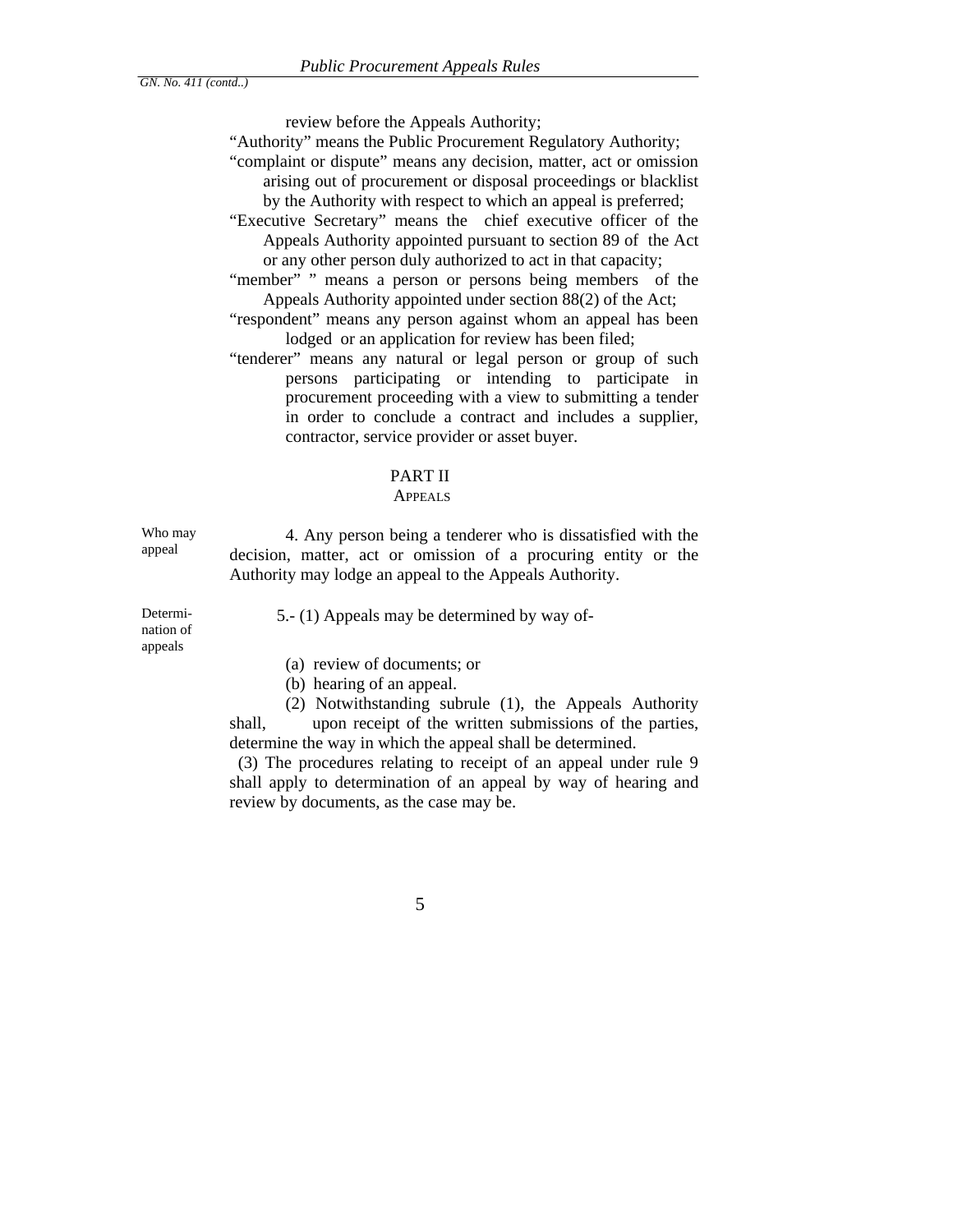review before the Appeals Authority;

"Authority" means the Public Procurement Regulatory Authority;

"complaint or dispute" means any decision, matter, act or omission arising out of procurement or disposal proceedings or blacklist by the Authority with respect to which an appeal is preferred;

"Executive Secretary" means the chief executive officer of the Appeals Authority appointed pursuant to section 89 of the Act or any other person duly authorized to act in that capacity;

"member" " means a person or persons being members of the Appeals Authority appointed under section 88(2) of the Act;

"respondent" means any person against whom an appeal has been lodged or an application for review has been filed;

"tenderer" means any natural or legal person or group of such persons participating or intending to participate in procurement proceeding with a view to submitting a tender in order to conclude a contract and includes a supplier, contractor, service provider or asset buyer.

## PART II
### APPEALS

*Who may appeal*

4. Any person being a tenderer who is dissatisfied with the decision, matter, act or omission of a procuring entity or the Authority may lodge an appeal to the Appeals Authority.

*Determination of appeals*

5.- (1) Appeals may be determined by way of-

(a) review of documents; or

(b) hearing of an appeal.

(2) Notwithstanding subrule (1), the Appeals Authority shall, upon receipt of the written submissions of the parties, determine the way in which the appeal shall be determined.

(3) The procedures relating to receipt of an appeal under rule 9 shall apply to determination of an appeal by way of hearing and review by documents, as the case may be.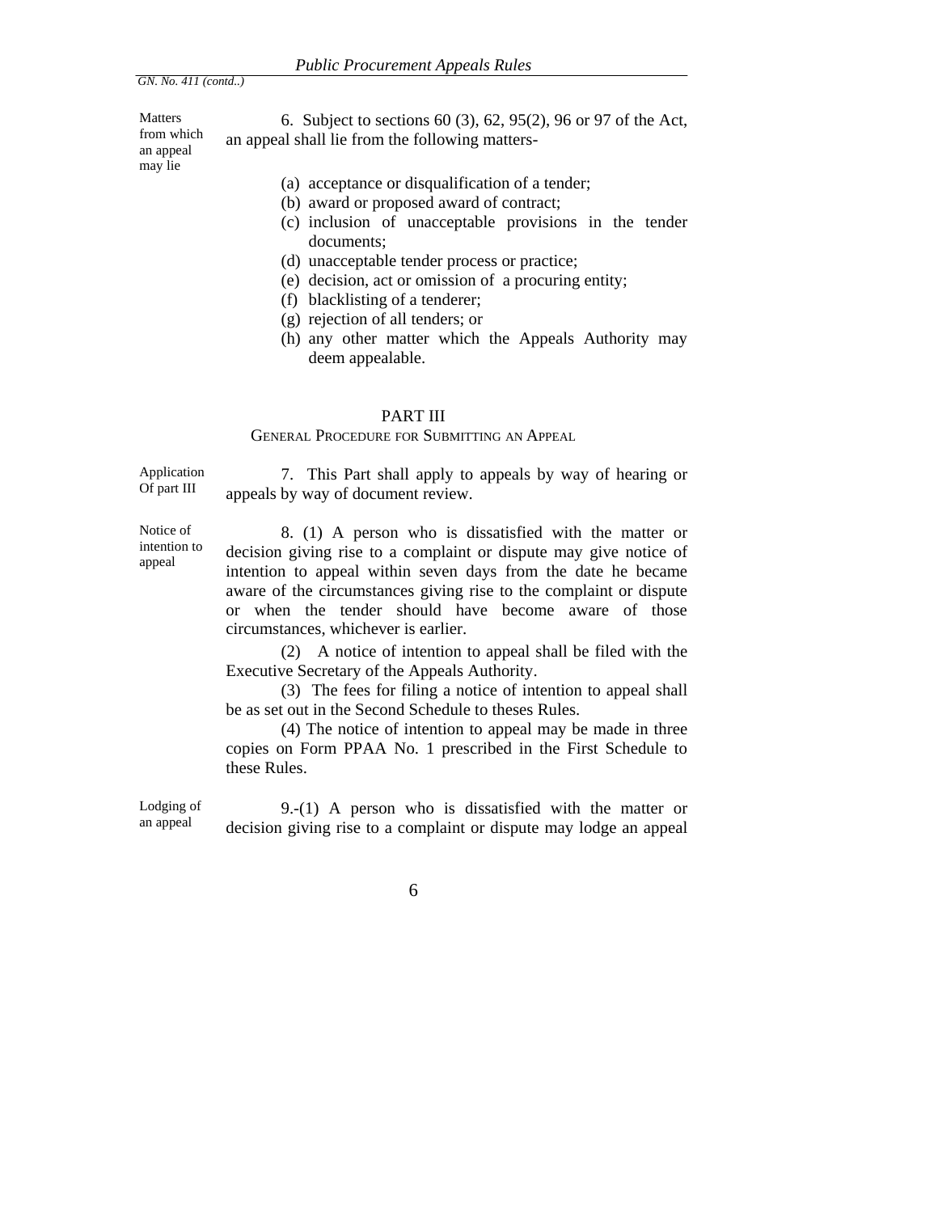GN. No. 411 (contd..)

Matters from which an appeal may lie

6. Subject to sections 60 (3), 62, 95(2), 96 or 97 of the Act, an appeal shall lie from the following matters-

(a) acceptance or disqualification of a tender;
(b) award or proposed award of contract;
(c) inclusion of unacceptable provisions in the tender documents;
(d) unacceptable tender process or practice;
(e) decision, act or omission of a procuring entity;
(f) blacklisting of a tenderer;
(g) rejection of all tenders; or
(h) any other matter which the Appeals Authority may deem appealable.

## PART III

### GENERAL PROCEDURE FOR SUBMITTING AN APPEAL

Application Of part III

7. This Part shall apply to appeals by way of hearing or appeals by way of document review.

Notice of intention to appeal

8. (1) A person who is dissatisfied with the matter or decision giving rise to a complaint or dispute may give notice of intention to appeal within seven days from the date he became aware of the circumstances giving rise to the complaint or dispute or when the tender should have become aware of those circumstances, whichever is earlier.

(2) A notice of intention to appeal shall be filed with the Executive Secretary of the Appeals Authority.

(3) The fees for filing a notice of intention to appeal shall be as set out in the Second Schedule to theses Rules.

(4) The notice of intention to appeal may be made in three copies on Form PPAA No. 1 prescribed in the First Schedule to these Rules.

Lodging of an appeal

9.-(1) A person who is dissatisfied with the matter or decision giving rise to a complaint or dispute may lodge an appeal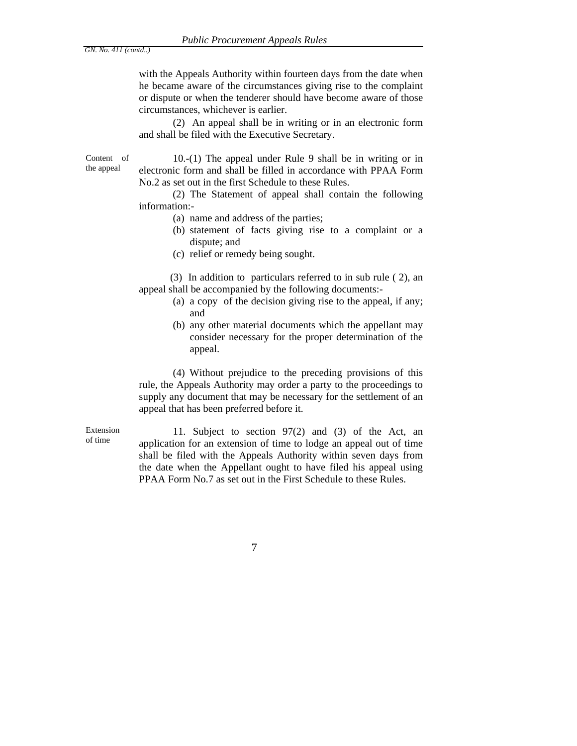with the Appeals Authority within fourteen days from the date when he became aware of the circumstances giving rise to the complaint or dispute or when the tenderer should have become aware of those circumstances, whichever is earlier.

(2) An appeal shall be in writing or in an electronic form and shall be filed with the Executive Secretary.

**Content of the appeal**

10.-(1) The appeal under Rule 9 shall be in writing or in electronic form and shall be filled in accordance with PPAA Form No.2 as set out in the first Schedule to these Rules.

(2) The Statement of appeal shall contain the following information:-

(a) name and address of the parties;
(b) statement of facts giving rise to a complaint or a dispute; and
(c) relief or remedy being sought.

(3) In addition to particulars referred to in sub rule ( 2), an appeal shall be accompanied by the following documents:-

(a) a copy of the decision giving rise to the appeal, if any; and
(b) any other material documents which the appellant may consider necessary for the proper determination of the appeal.

(4) Without prejudice to the preceding provisions of this rule, the Appeals Authority may order a party to the proceedings to supply any document that may be necessary for the settlement of an appeal that has been preferred before it.

**Extension of time**

11. Subject to section 97(2) and (3) of the Act, an application for an extension of time to lodge an appeal out of time shall be filed with the Appeals Authority within seven days from the date when the Appellant ought to have filed his appeal using PPAA Form No.7 as set out in the First Schedule to these Rules.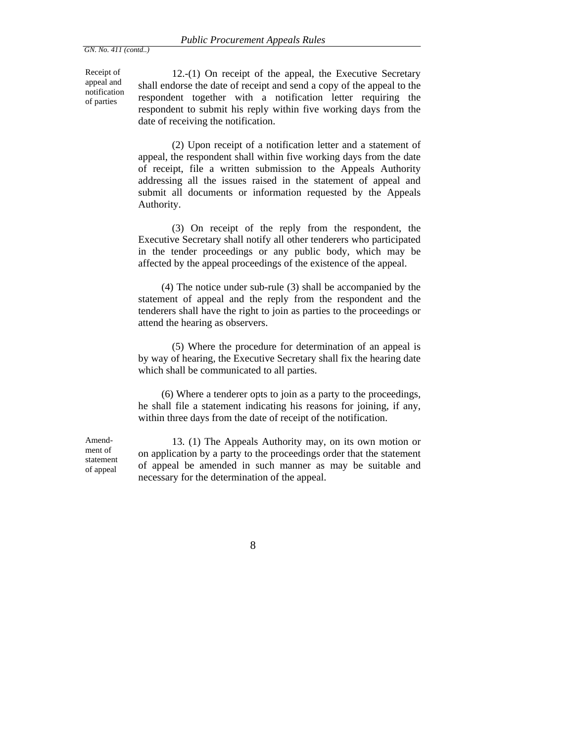*GN. No. 411 (contd..)*

**Receipt of appeal and notification of parties**

12.-(1) On receipt of the appeal, the Executive Secretary shall endorse the date of receipt and send a copy of the appeal to the respondent together with a notification letter requiring the respondent to submit his reply within five working days from the date of receiving the notification.

(2) Upon receipt of a notification letter and a statement of appeal, the respondent shall within five working days from the date of receipt, file a written submission to the Appeals Authority addressing all the issues raised in the statement of appeal and submit all documents or information requested by the Appeals Authority.

(3) On receipt of the reply from the respondent, the Executive Secretary shall notify all other tenderers who participated in the tender proceedings or any public body, which may be affected by the appeal proceedings of the existence of the appeal.

(4) The notice under sub-rule (3) shall be accompanied by the statement of appeal and the reply from the respondent and the tenderers shall have the right to join as parties to the proceedings or attend the hearing as observers.

(5) Where the procedure for determination of an appeal is by way of hearing, the Executive Secretary shall fix the hearing date which shall be communicated to all parties.

(6) Where a tenderer opts to join as a party to the proceedings, he shall file a statement indicating his reasons for joining, if any, within three days from the date of receipt of the notification.

**Amendment of statement of appeal**

13. (1) The Appeals Authority may, on its own motion or on application by a party to the proceedings order that the statement of appeal be amended in such manner as may be suitable and necessary for the determination of the appeal.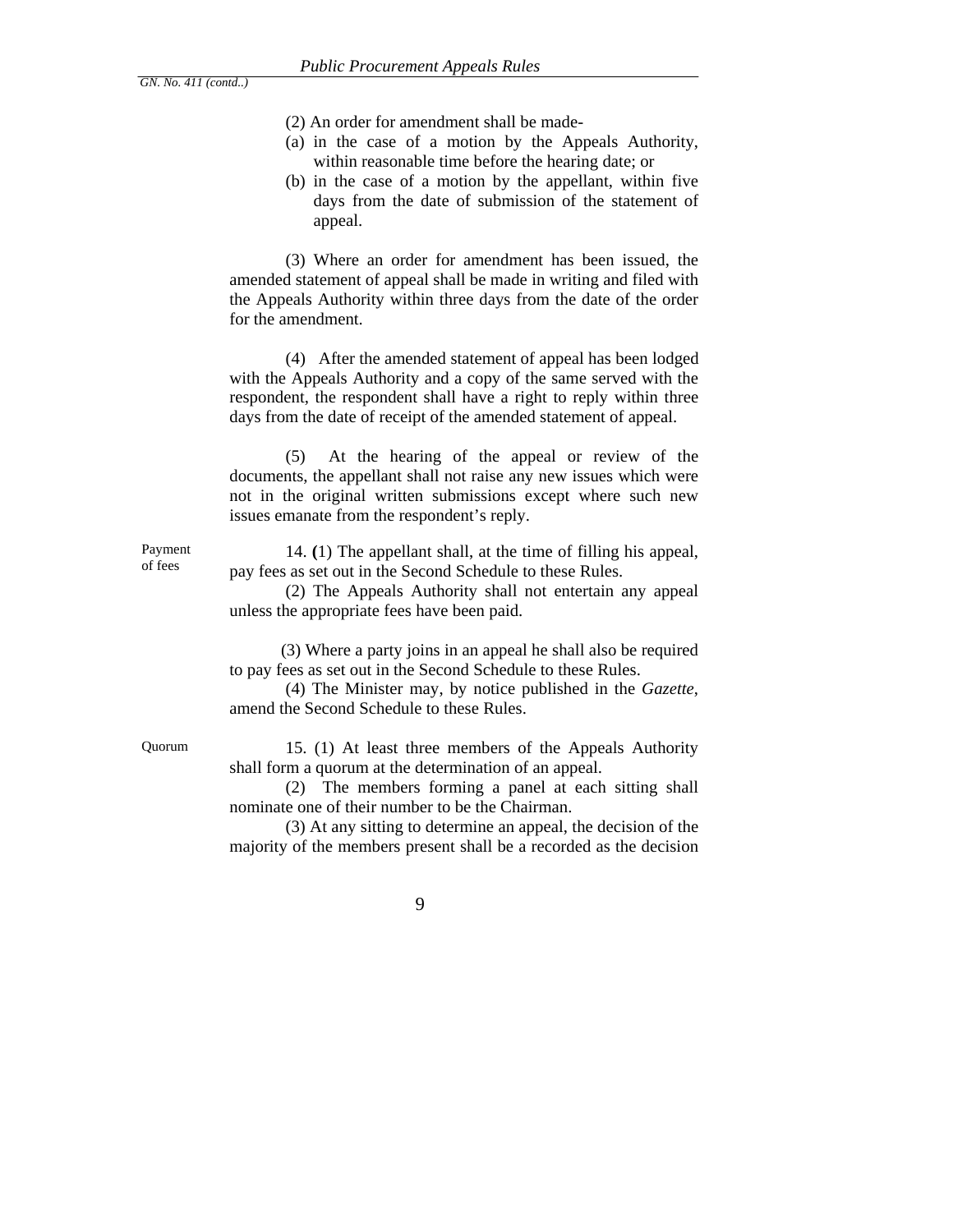(2) An order for amendment shall be made-

(a) in the case of a motion by the Appeals Authority, within reasonable time before the hearing date; or

(b) in the case of a motion by the appellant, within five days from the date of submission of the statement of appeal.

(3) Where an order for amendment has been issued, the amended statement of appeal shall be made in writing and filed with the Appeals Authority within three days from the date of the order for the amendment.

(4) After the amended statement of appeal has been lodged with the Appeals Authority and a copy of the same served with the respondent, the respondent shall have a right to reply within three days from the date of receipt of the amended statement of appeal.

(5) At the hearing of the appeal or review of the documents, the appellant shall not raise any new issues which were not in the original written submissions except where such new issues emanate from the respondent's reply.

Payment of fees

14. **(**1) The appellant shall, at the time of filling his appeal, pay fees as set out in the Second Schedule to these Rules.

(2) The Appeals Authority shall not entertain any appeal unless the appropriate fees have been paid.

(3) Where a party joins in an appeal he shall also be required to pay fees as set out in the Second Schedule to these Rules.

(4) The Minister may, by notice published in the *Gazette*, amend the Second Schedule to these Rules.

Quorum

15. (1) At least three members of the Appeals Authority shall form a quorum at the determination of an appeal.

(2) The members forming a panel at each sitting shall nominate one of their number to be the Chairman.

(3) At any sitting to determine an appeal, the decision of the majority of the members present shall be a recorded as the decision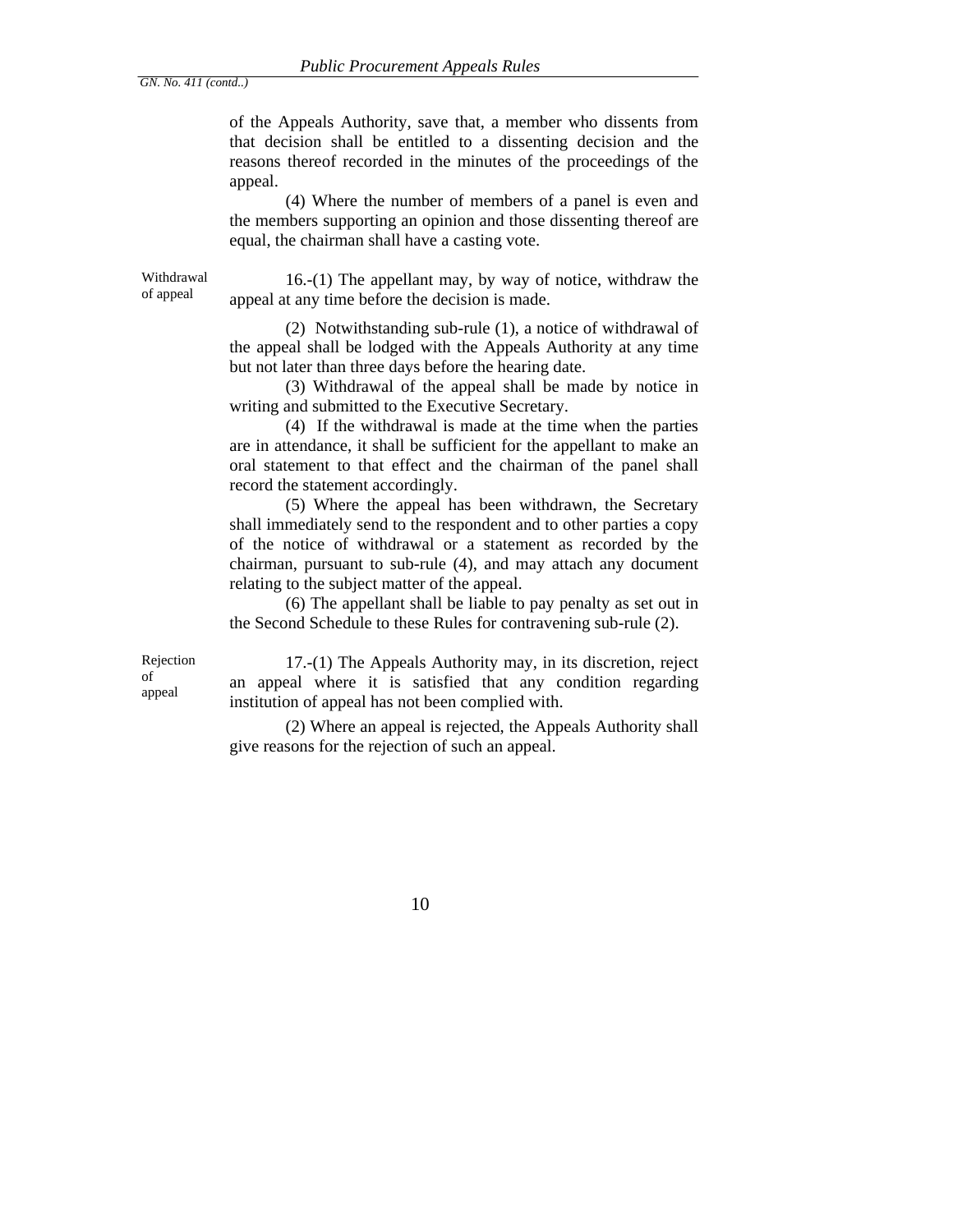of the Appeals Authority, save that, a member who dissents from that decision shall be entitled to a dissenting decision and the reasons thereof recorded in the minutes of the proceedings of the appeal.

(4) Where the number of members of a panel is even and the members supporting an opinion and those dissenting thereof are equal, the chairman shall have a casting vote.

**Withdrawal of appeal**

16.-(1) The appellant may, by way of notice, withdraw the appeal at any time before the decision is made.

(2) Notwithstanding sub-rule (1), a notice of withdrawal of the appeal shall be lodged with the Appeals Authority at any time but not later than three days before the hearing date.

(3) Withdrawal of the appeal shall be made by notice in writing and submitted to the Executive Secretary.

(4) If the withdrawal is made at the time when the parties are in attendance, it shall be sufficient for the appellant to make an oral statement to that effect and the chairman of the panel shall record the statement accordingly.

(5) Where the appeal has been withdrawn, the Secretary shall immediately send to the respondent and to other parties a copy of the notice of withdrawal or a statement as recorded by the chairman, pursuant to sub-rule (4), and may attach any document relating to the subject matter of the appeal.

(6) The appellant shall be liable to pay penalty as set out in the Second Schedule to these Rules for contravening sub-rule (2).

**Rejection of appeal**

17.-(1) The Appeals Authority may, in its discretion, reject an appeal where it is satisfied that any condition regarding institution of appeal has not been complied with.

(2) Where an appeal is rejected, the Appeals Authority shall give reasons for the rejection of such an appeal.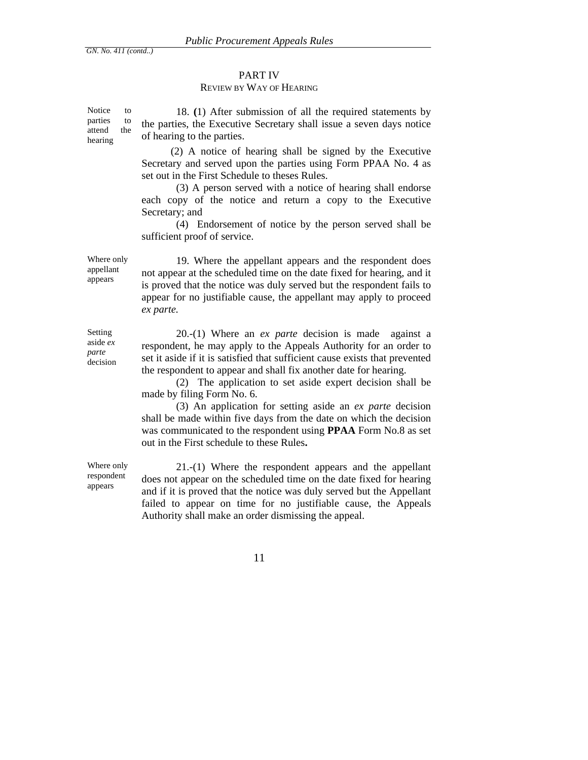GN. No. 411 (contd..)

## PART IV
### REVIEW BY WAY OF HEARING

*Notice to parties to attend the hearing*

18. **(**1) After submission of all the required statements by the parties, the Executive Secretary shall issue a seven days notice of hearing to the parties.

(2) A notice of hearing shall be signed by the Executive Secretary and served upon the parties using Form PPAA No. 4 as set out in the First Schedule to theses Rules.

(3) A person served with a notice of hearing shall endorse each copy of the notice and return a copy to the Executive Secretary; and

(4) Endorsement of notice by the person served shall be sufficient proof of service.

*Where only appellant appears*

19. Where the appellant appears and the respondent does not appear at the scheduled time on the date fixed for hearing, and it is proved that the notice was duly served but the respondent fails to appear for no justifiable cause, the appellant may apply to proceed *ex parte.*

*Setting aside ex parte decision*

20.-(1) Where an *ex parte* decision is made against a respondent, he may apply to the Appeals Authority for an order to set it aside if it is satisfied that sufficient cause exists that prevented the respondent to appear and shall fix another date for hearing.

(2) The application to set aside expert decision shall be made by filing Form No. 6.

(3) An application for setting aside an *ex parte* decision shall be made within five days from the date on which the decision was communicated to the respondent using **PPAA** Form No.8 as set out in the First schedule to these Rules**.**

*Where only respondent appears*

21.-(1) Where the respondent appears and the appellant does not appear on the scheduled time on the date fixed for hearing and if it is proved that the notice was duly served but the Appellant failed to appear on time for no justifiable cause, the Appeals Authority shall make an order dismissing the appeal.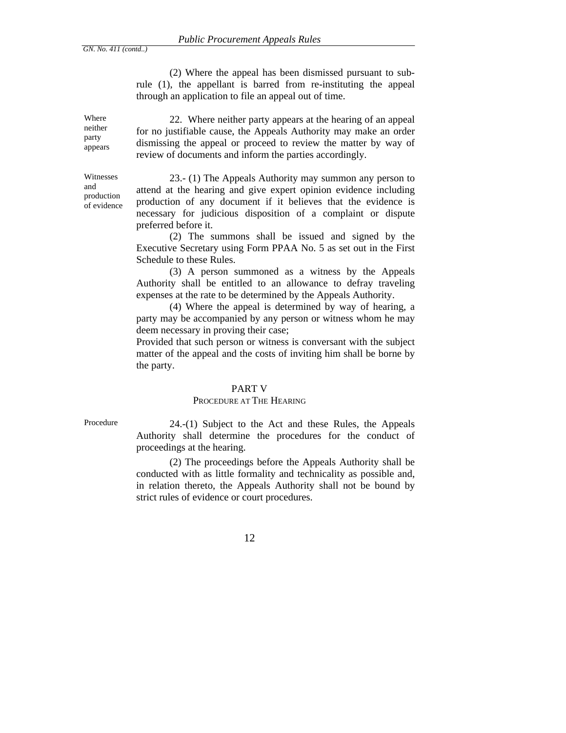(2) Where the appeal has been dismissed pursuant to sub-rule (1), the appellant is barred from re-instituting the appeal through an application to file an appeal out of time.

Where neither party appears

22. Where neither party appears at the hearing of an appeal for no justifiable cause, the Appeals Authority may make an order dismissing the appeal or proceed to review the matter by way of review of documents and inform the parties accordingly.

Witnesses and production of evidence

23.- (1) The Appeals Authority may summon any person to attend at the hearing and give expert opinion evidence including production of any document if it believes that the evidence is necessary for judicious disposition of a complaint or dispute preferred before it.

(2) The summons shall be issued and signed by the Executive Secretary using Form PPAA No. 5 as set out in the First Schedule to these Rules.

(3) A person summoned as a witness by the Appeals Authority shall be entitled to an allowance to defray traveling expenses at the rate to be determined by the Appeals Authority.

(4) Where the appeal is determined by way of hearing, a party may be accompanied by any person or witness whom he may deem necessary in proving their case;

Provided that such person or witness is conversant with the subject matter of the appeal and the costs of inviting him shall be borne by the party.

## PART V
### PROCEDURE AT THE HEARING

Procedure

24.-(1) Subject to the Act and these Rules, the Appeals Authority shall determine the procedures for the conduct of proceedings at the hearing.

(2) The proceedings before the Appeals Authority shall be conducted with as little formality and technicality as possible and, in relation thereto, the Appeals Authority shall not be bound by strict rules of evidence or court procedures.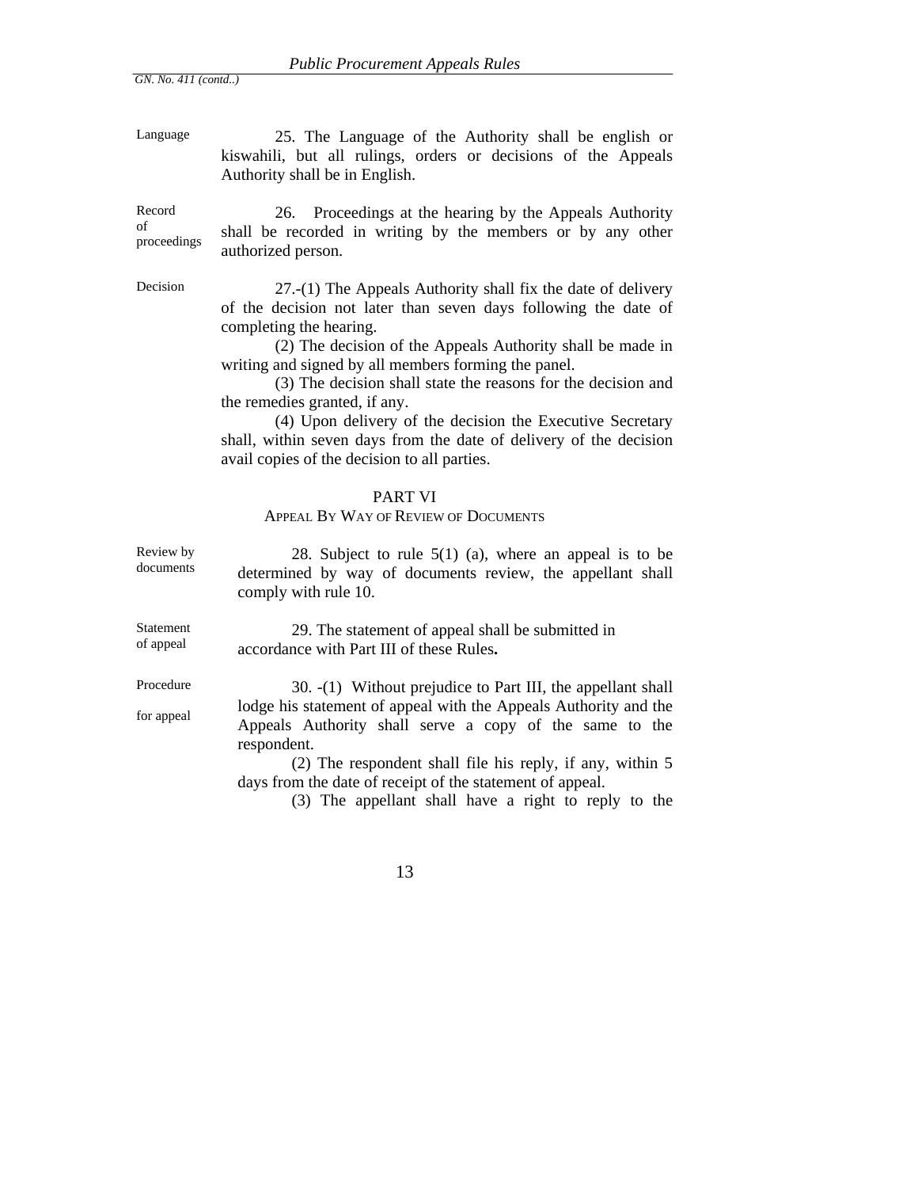GN. No. 411 (contd..)

**Language**

25. The Language of the Authority shall be english or kiswahili, but all rulings, orders or decisions of the Appeals Authority shall be in English.

**Record of proceedings**

26. Proceedings at the hearing by the Appeals Authority shall be recorded in writing by the members or by any other authorized person.

**Decision**

27.-(1) The Appeals Authority shall fix the date of delivery of the decision not later than seven days following the date of completing the hearing.

(2) The decision of the Appeals Authority shall be made in writing and signed by all members forming the panel.

(3) The decision shall state the reasons for the decision and the remedies granted, if any.

(4) Upon delivery of the decision the Executive Secretary shall, within seven days from the date of delivery of the decision avail copies of the decision to all parties.

## PART VI

### APPEAL BY WAY OF REVIEW OF DOCUMENTS

**Review by documents**

28. Subject to rule 5(1) (a), where an appeal is to be determined by way of documents review, the appellant shall comply with rule 10.

**Statement of appeal**

29. The statement of appeal shall be submitted in accordance with Part III of these Rules**.**

**Procedure for appeal**

30. -(1) Without prejudice to Part III, the appellant shall lodge his statement of appeal with the Appeals Authority and the Appeals Authority shall serve a copy of the same to the respondent.

(2) The respondent shall file his reply, if any, within 5 days from the date of receipt of the statement of appeal.

(3) The appellant shall have a right to reply to the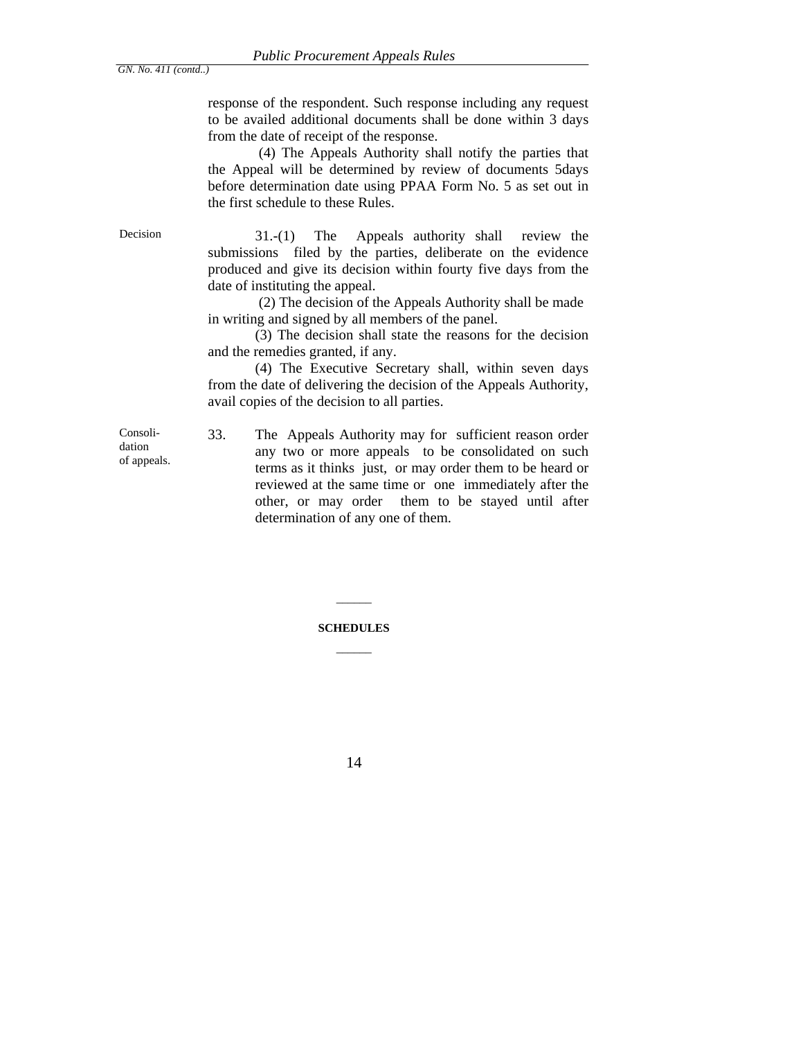response of the respondent. Such response including any request to be availed additional documents shall be done within 3 days from the date of receipt of the response.

(4) The Appeals Authority shall notify the parties that the Appeal will be determined by review of documents 5days before determination date using PPAA Form No. 5 as set out in the first schedule to these Rules.

Decision

31.-(1) The Appeals authority shall review the submissions filed by the parties, deliberate on the evidence produced and give its decision within fourty five days from the date of instituting the appeal.

(2) The decision of the Appeals Authority shall be made in writing and signed by all members of the panel.

(3) The decision shall state the reasons for the decision and the remedies granted, if any.

(4) The Executive Secretary shall, within seven days from the date of delivering the decision of the Appeals Authority, avail copies of the decision to all parties.

Consolidation of appeals.

33. The Appeals Authority may for sufficient reason order any two or more appeals to be consolidated on such terms as it thinks just, or may order them to be heard or reviewed at the same time or one immediately after the other, or may order them to be stayed until after determination of any one of them.

---

**SCHEDULES**

---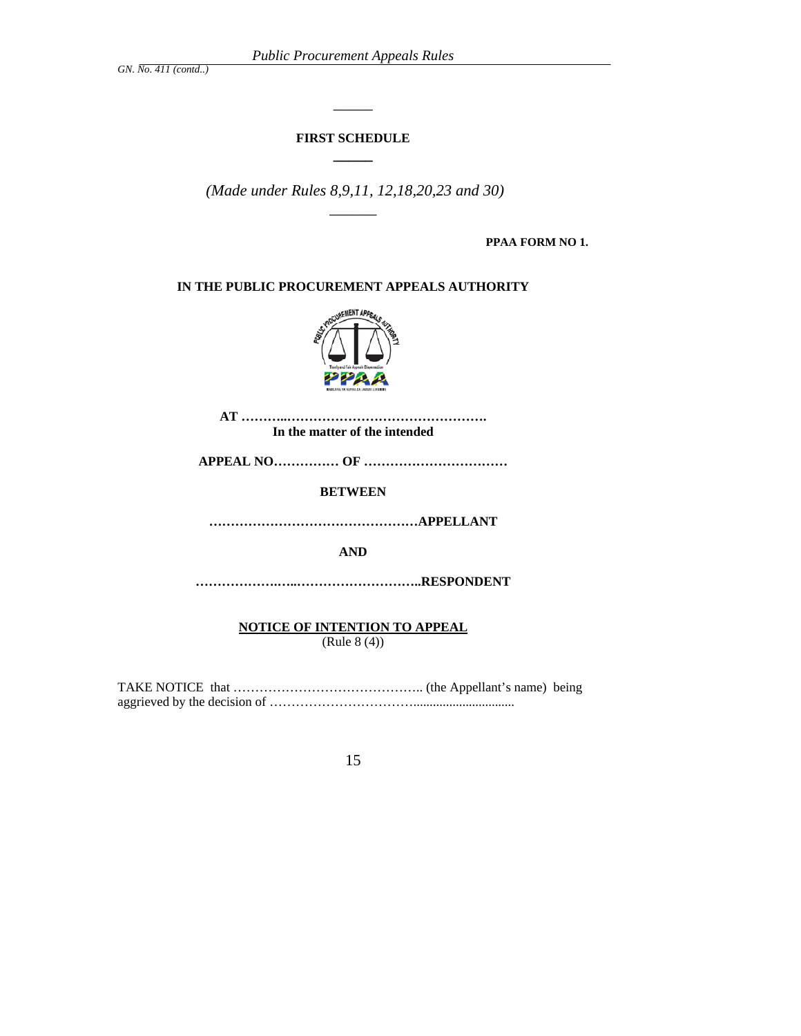---

**FIRST SCHEDULE**

---

*(Made under Rules 8,9,11, 12,18,20,23 and 30)*

---

**PPAA FORM NO 1.**

**IN THE PUBLIC PROCUREMENT APPEALS AUTHORITY**

**AT …………………………………………………….**

**In the matter of the intended**

**APPEAL NO…………… OF ……………………………**

**BETWEEN**

**…………………………………………APPELLANT**

**AND**

**……………………………………………..RESPONDENT**

**NOTICE OF INTENTION TO APPEAL**

(Rule 8 (4))

TAKE NOTICE that …………………………………….. (the Appellant's name) being aggrieved by the decision of …………………………................................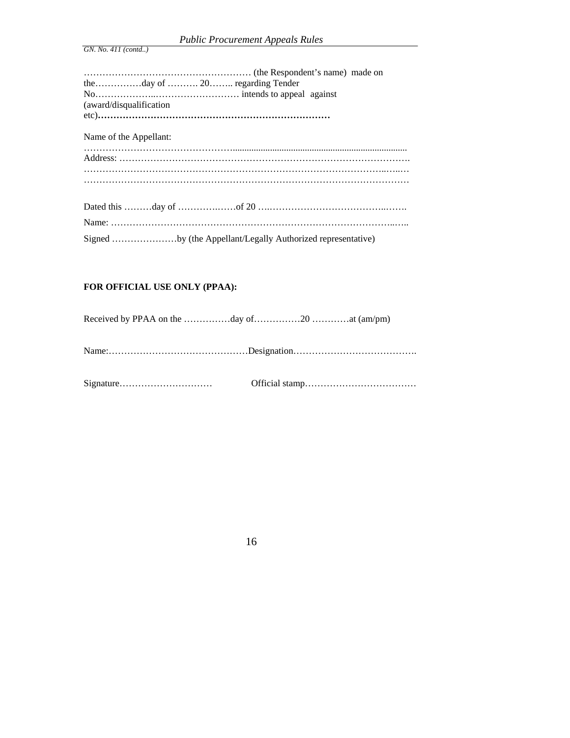……………………………………………… (the Respondent's name) made on the……………day of ………. 20…….. regarding Tender No………………..……………………… intends to appeal against (award/disqualification etc)**……………………………………………………………………**

Name of the Appellant:
……………………………………………...........................................................................
Address: ……………………………………………………………………………….
………………………………………………………………………………………..…..…
…………………………………………………………………………………………

Dated this ………day of ……………….…of 20 …..……………………………………..…….

Name: …………………………………………………………………………………..…..

Signed …………………by (the Appellant/Legally Authorized representative)

**FOR OFFICIAL USE ONLY (PPAA):**

Received by PPAA on the ………….…day of……………20 …………at (am/pm)

Name:………………………………………Designation………………………………….

Signature…………………………       Official stamp………………………………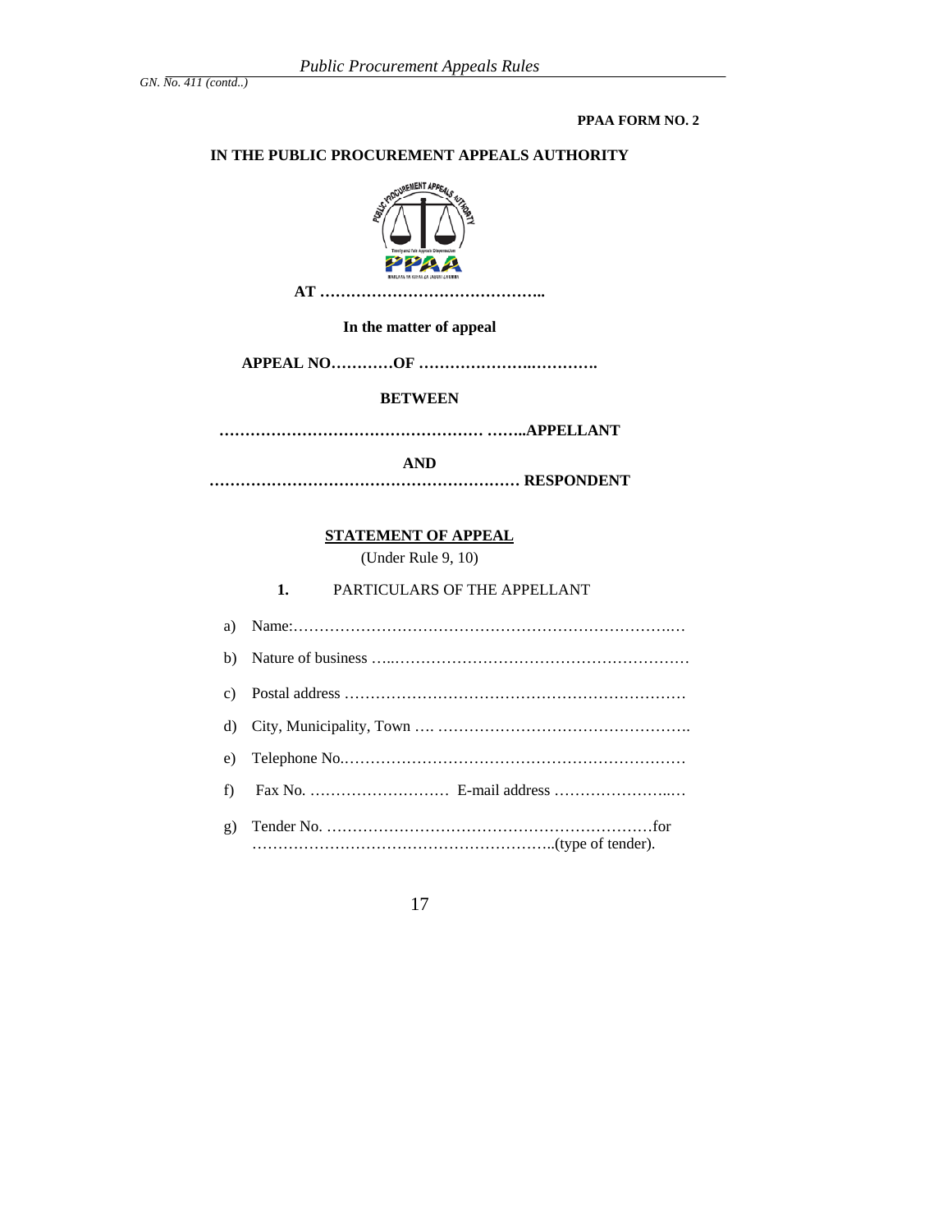**PPAA FORM NO. 2**

**IN THE PUBLIC PROCUREMENT APPEALS AUTHORITY**

**AT ……………………………………..**

**In the matter of appeal**

**APPEAL NO…………OF ……………………..………….**

**BETWEEN**

**…………………………………………… ……..APPELLANT**

**AND**

**…………………………………………………… RESPONDENT**

**STATEMENT OF APPEAL**

(Under Rule 9, 10)

**1.** PARTICULARS OF THE APPELLANT

a) Name:……………………………………………………………….…

b) Nature of business …..…………………………………………………

c) Postal address …………………………………………………………

d) City, Municipality, Town …. ………………………………………….

e) Telephone No..…………………………………………………………

f) Fax No. ……………………… E-mail address …………………..…

g) Tender No. ………………………………………………………for ………………………………………………..(type of tender).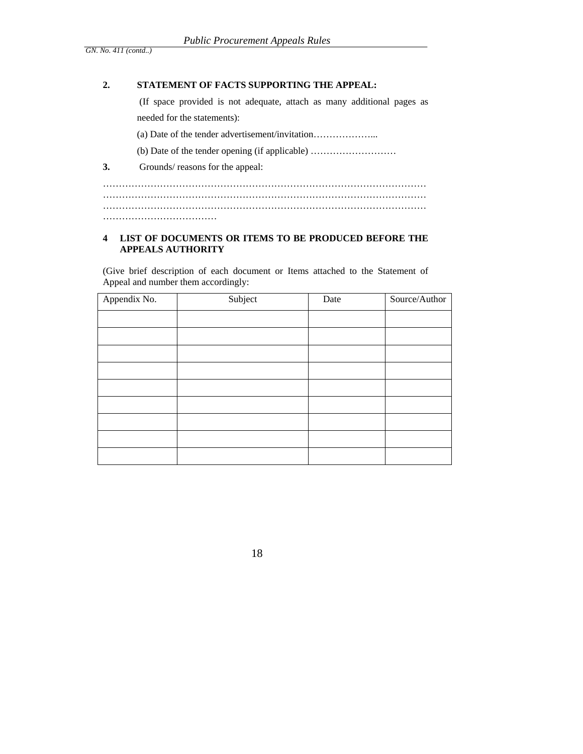**2. STATEMENT OF FACTS SUPPORTING THE APPEAL:**

(If space provided is not adequate, attach as many additional pages as needed for the statements):

(a) Date of the tender advertisement/invitation………………...

(b) Date of the tender opening (if applicable) ………………………

**3.** Grounds/ reasons for the appeal:

………………………………………………………………………………………… ………………………………………………………………………………………… ………………………………………………………………………………………… ………………………………

**4 LIST OF DOCUMENTS OR ITEMS TO BE PRODUCED BEFORE THE APPEALS AUTHORITY**

(Give brief description of each document or Items attached to the Statement of Appeal and number them accordingly:

| Appendix No. | Subject | Date | Source/Author |
|---|---|---|---|
| | | | |
| | | | |
| | | | |
| | | | |
| | | | |
| | | | |
| | | | |
| | | | |
| | | | |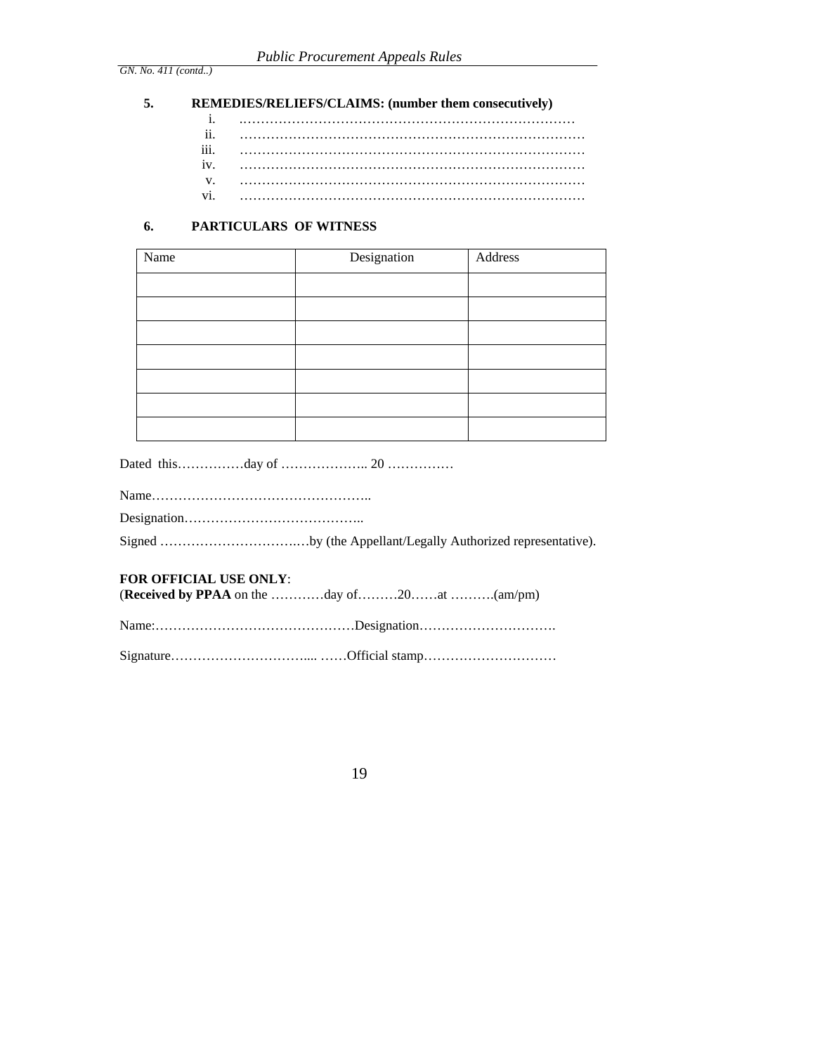**5. REMEDIES/RELIEFS/CLAIMS: (number them consecutively)**

i. ……………………………………………………………………

ii. ……………………………………………………………………

iii. ……………………………………………………………………

iv. ……………………………………………………………………

v. ……………………………………………………………………

vi. ……………………………………………………………………

**6. PARTICULARS OF WITNESS**

| Name | Designation | Address |
|---|---|---|
| | | |
| | | |
| | | |
| | | |
| | | |
| | | |
| | | |

Dated this……………day of ……………….. 20 ……………

Name…………………………………………..

Designation…………………………………..

Signed ……………………………..…by (the Appellant/Legally Authorized representative).

**FOR OFFICIAL USE ONLY**:
(**Received by PPAA** on the …………day of………20……at ……….(am/pm)

Name:………………………………………Designation………………………….

Signature…………………………..... ……Official stamp…………………………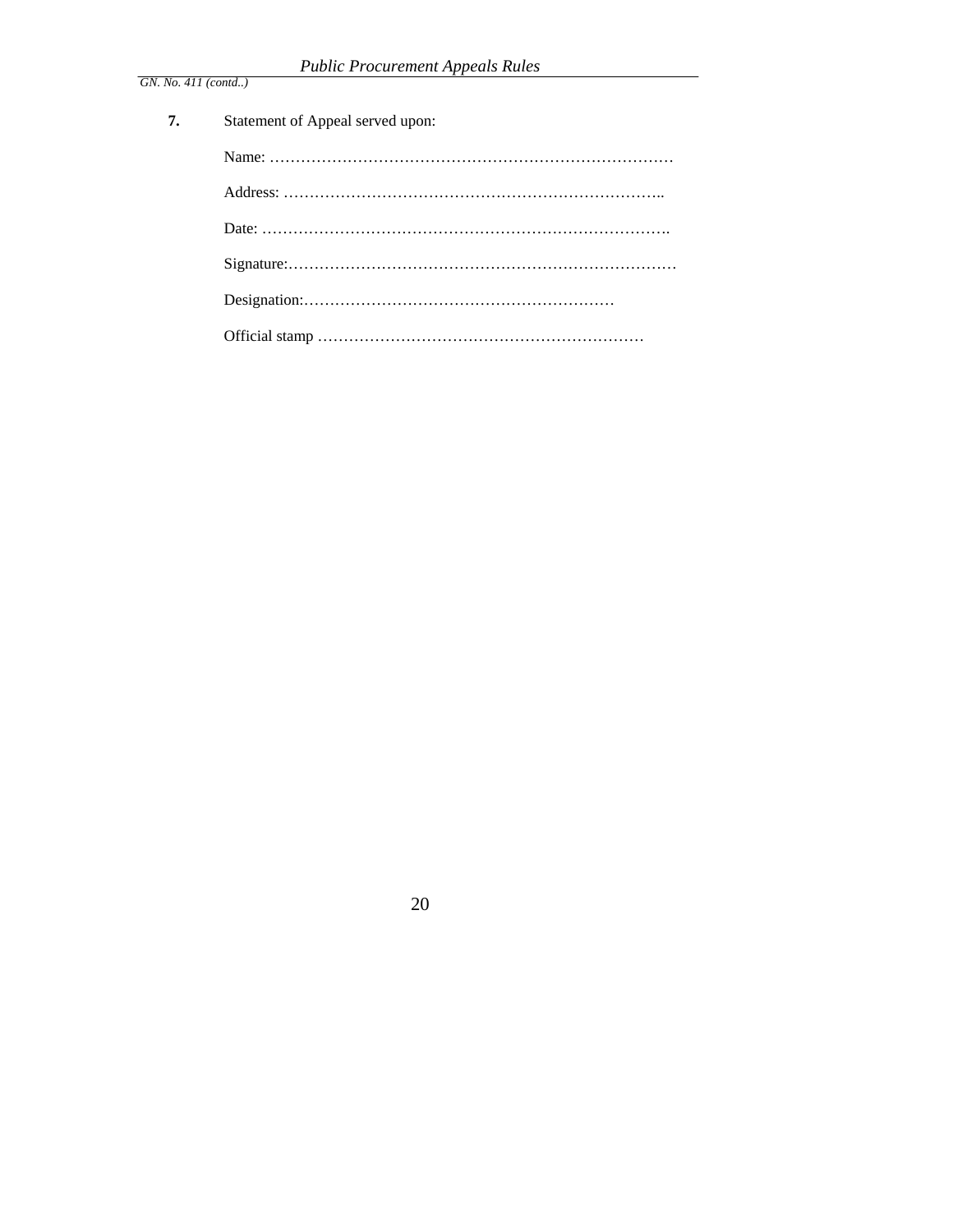**7.** Statement of Appeal served upon:

Name: ……………………………………………………………………

Address: ………………………………………………………………..

Date: …………………………………………………………………….

Signature:…………………………………………………………………

Designation:…………………………………………………

Official stamp ………………………………………………………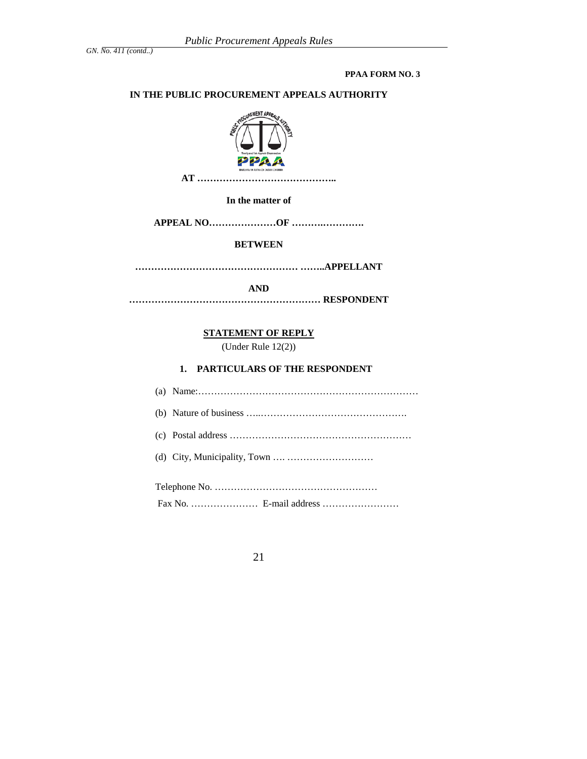**PPAA FORM NO. 3**

**IN THE PUBLIC PROCUREMENT APPEALS AUTHORITY**

**AT ……………………………………..**

**In the matter of**

**APPEAL NO…………………OF …………………….**

**BETWEEN**

**…………………………………………… ……..APPELLANT**

**AND**

**…………………………………………………… RESPONDENT**

**STATEMENT OF REPLY**

(Under Rule 12(2))

**1. PARTICULARS OF THE RESPONDENT**

(a) Name:……………………………………………………………

(b) Nature of business …..……………………………………….

(c) Postal address …………………………………………………

(d) City, Municipality, Town …. ………………………

Telephone No. ……………………………………………

Fax No. ………………… E-mail address ……………………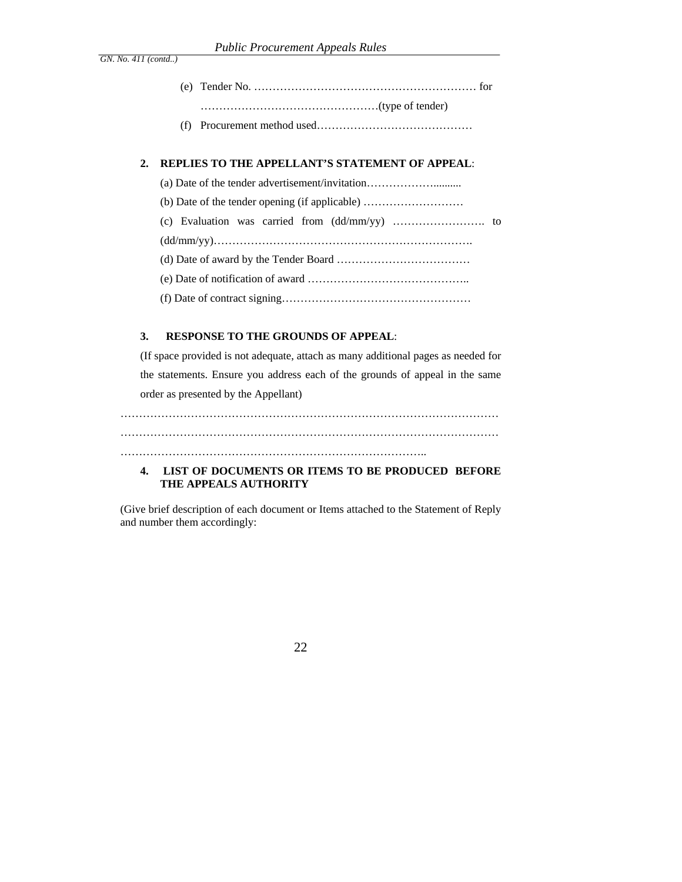(e) Tender No. …………………………………………………… for ………………………………………(type of tender)

(f) Procurement method used……………………………………

**2. REPLIES TO THE APPELLANT'S STATEMENT OF APPEAL**:

(a) Date of the tender advertisement/invitation……………….........

(b) Date of the tender opening (if applicable) ………………………

(c) Evaluation was carried from (dd/mm/yy) ……………………. to (dd/mm/yy)…………………………………………………………….

(d) Date of award by the Tender Board ………………………………

(e) Date of notification of award ……………………………………..

(f) Date of contract signing……………………………………………

**3. RESPONSE TO THE GROUNDS OF APPEAL**:

(If space provided is not adequate, attach as many additional pages as needed for the statements. Ensure you address each of the grounds of appeal in the same order as presented by the Appellant)

…………………………………………………………………………………………
…………………………………………………………………………………………
………………………………………………………………………..

**4. LIST OF DOCUMENTS OR ITEMS TO BE PRODUCED BEFORE THE APPEALS AUTHORITY**

(Give brief description of each document or Items attached to the Statement of Reply and number them accordingly: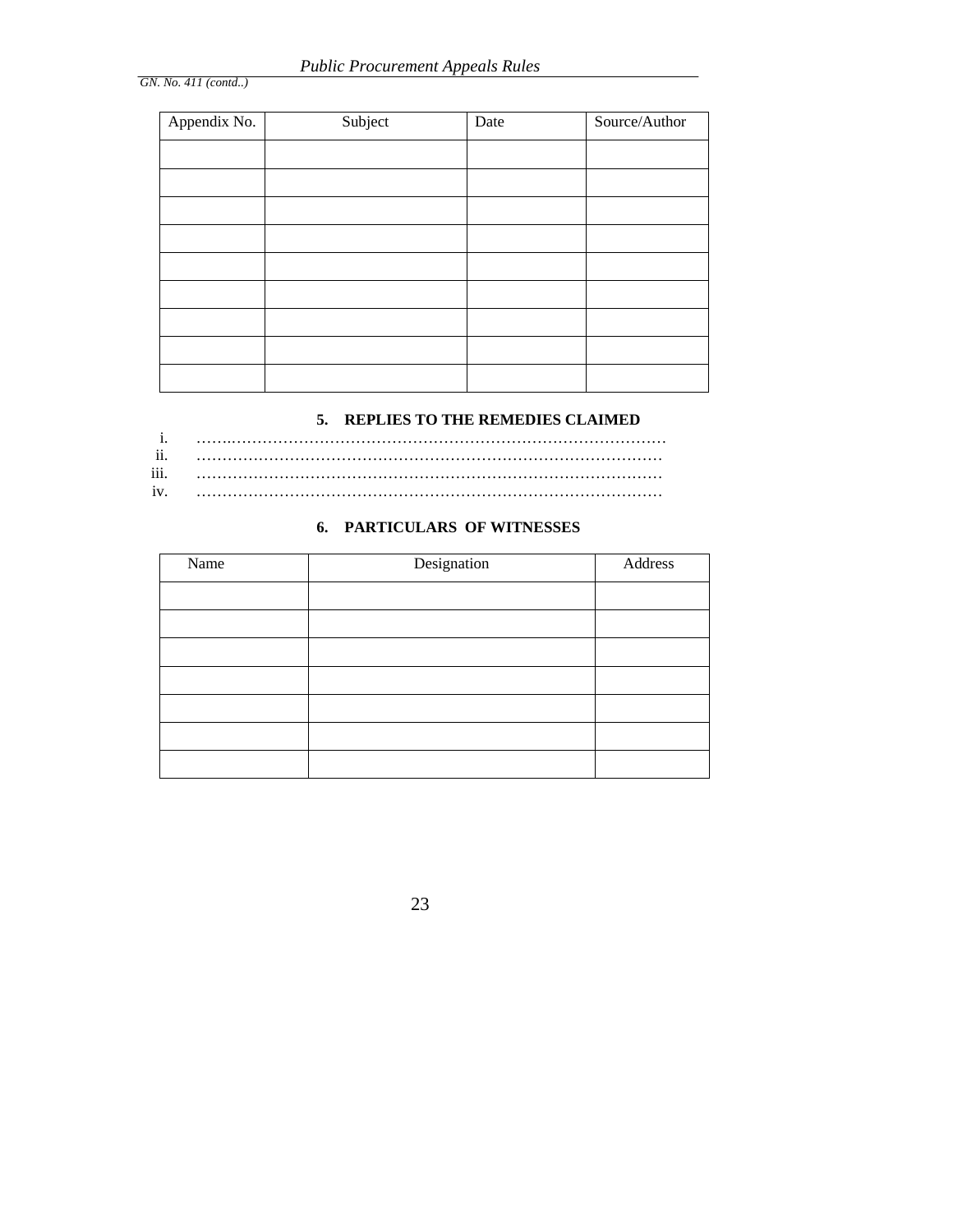| Appendix No. | Subject | Date | Source/Author |
|---|---|---|---|
| | | | |
| | | | |
| | | | |
| | | | |
| | | | |
| | | | |
| | | | |
| | | | |
| | | | |

### 5. REPLIES TO THE REMEDIES CLAIMED

i. …………………………………………………………………………………

ii. …………………………………………………………………………………

iii. …………………………………………………………………………………

iv. …………………………………………………………………………………

### 6. PARTICULARS OF WITNESSES

| Name | Designation | Address |
|---|---|---|
| | | |
| | | |
| | | |
| | | |
| | | |
| | | |
| | | |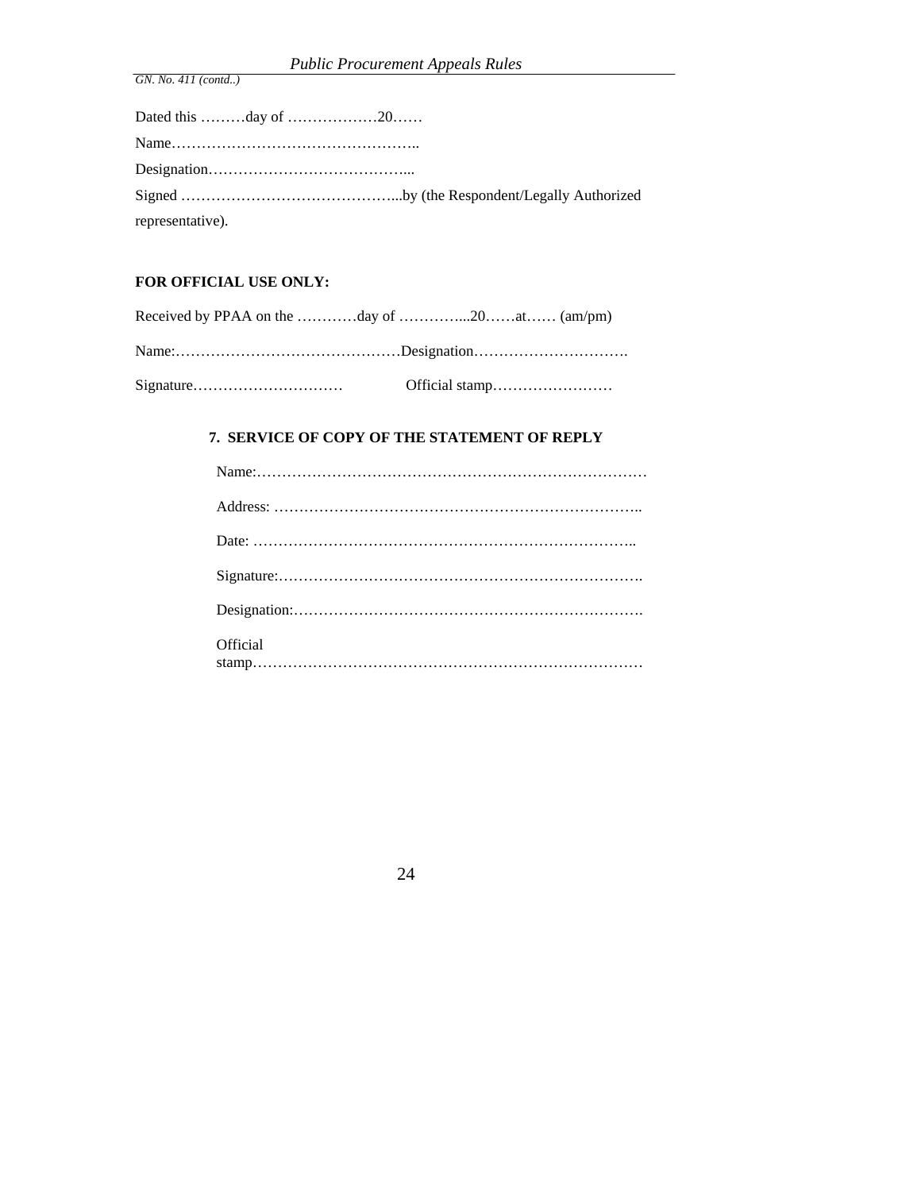Dated this ………day of ………………20……

Name…………………………………………..

Designation…………………………………...

Signed ……………………………………...by (the Respondent/Legally Authorized representative).

**FOR OFFICIAL USE ONLY:**

Received by PPAA on the …………day of …………...20……at…… (am/pm)

Name:………………………………………Designation………………………….

Signature…………………………  Official stamp……………………

**7. SERVICE OF COPY OF THE STATEMENT OF REPLY**

Name:……………………………………………………………………

Address: ………………………………………………………………..

Date: ………………………………………………………………..

Signature:……………………………………………………………….

Designation:…………………………………………………………….

Official stamp……………………………………………………………………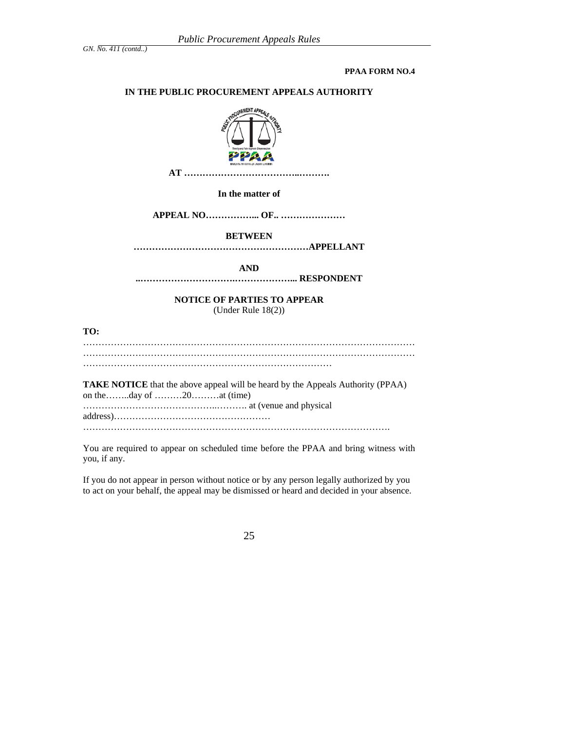**PPAA FORM NO.4**

**IN THE PUBLIC PROCUREMENT APPEALS AUTHORITY**

**AT ……………………………..……….**

**In the matter of**

**APPEAL NO……………... OF.. …………………**

**BETWEEN**

**…………………………………………………APPELLANT**

**AND**

**..…………………………..………………... RESPONDENT**

**NOTICE OF PARTIES TO APPEAR**

(Under Rule 18(2))

**TO:**

…………………………………………………………………………………………
…………………………………………………………………………………………
………………………………………………………………………

**TAKE NOTICE** that the above appeal will be heard by the Appeals Authority (PPAA) on the……..day of ………20………at (time) …………………………………..………. at (venue and physical address)……………………………………………
……………………………………………………………………………………….

You are required to appear on scheduled time before the PPAA and bring witness with you, if any.

If you do not appear in person without notice or by any person legally authorized by you to act on your behalf, the appeal may be dismissed or heard and decided in your absence.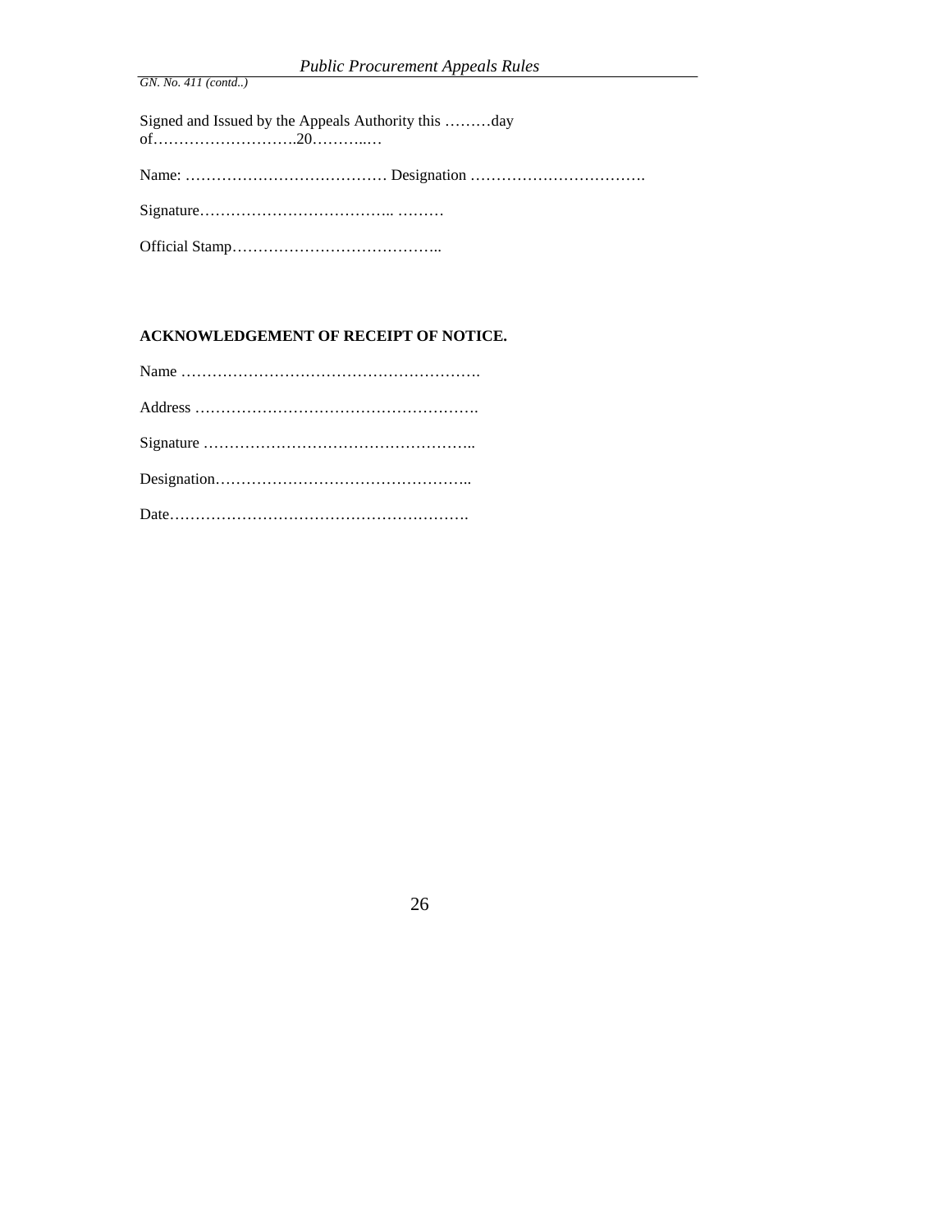Signed and Issued by the Appeals Authority this ………day of……………………….20………..…

Name: ………………………………… Designation …………………………….

Signature…………………………….. ………

Official Stamp…………………………………..

**ACKNOWLEDGEMENT OF RECEIPT OF NOTICE.**

Name ………………………………………………….

Address ……………………………………………….

Signature ……………………………………………..

Designation…………………………………………..

Date………………………………………………….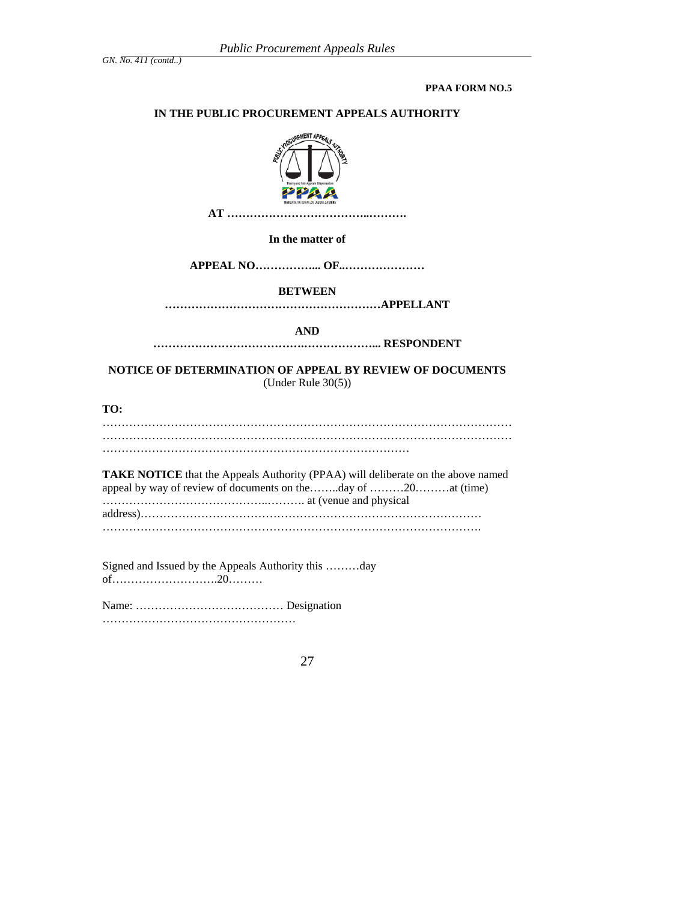**PPAA FORM NO.5**

**IN THE PUBLIC PROCUREMENT APPEALS AUTHORITY**

**AT ………………………………..……….**

**In the matter of**

**APPEAL NO……………... OF..…………………**

**BETWEEN**

**…………………………………………………APPELLANT**

**AND**

**…………………………………..………………... RESPONDENT**

**NOTICE OF DETERMINATION OF APPEAL BY REVIEW OF DOCUMENTS**
(Under Rule 30(5))

**TO:**

……………………………………………………………………………………………
……………………………………………………………………………………………
………………………………………………………………………

**TAKE NOTICE** that the Appeals Authority (PPAA) will deliberate on the above named appeal by way of review of documents on the……..day of ………20………at (time) ……………………………………..………. at (venue and physical address)………………………………………………………………………………
……………………………………………………………………………………….

Signed and Issued by the Appeals Authority this ………day of……………………….20………

Name: ………………………………… Designation ……………………………………………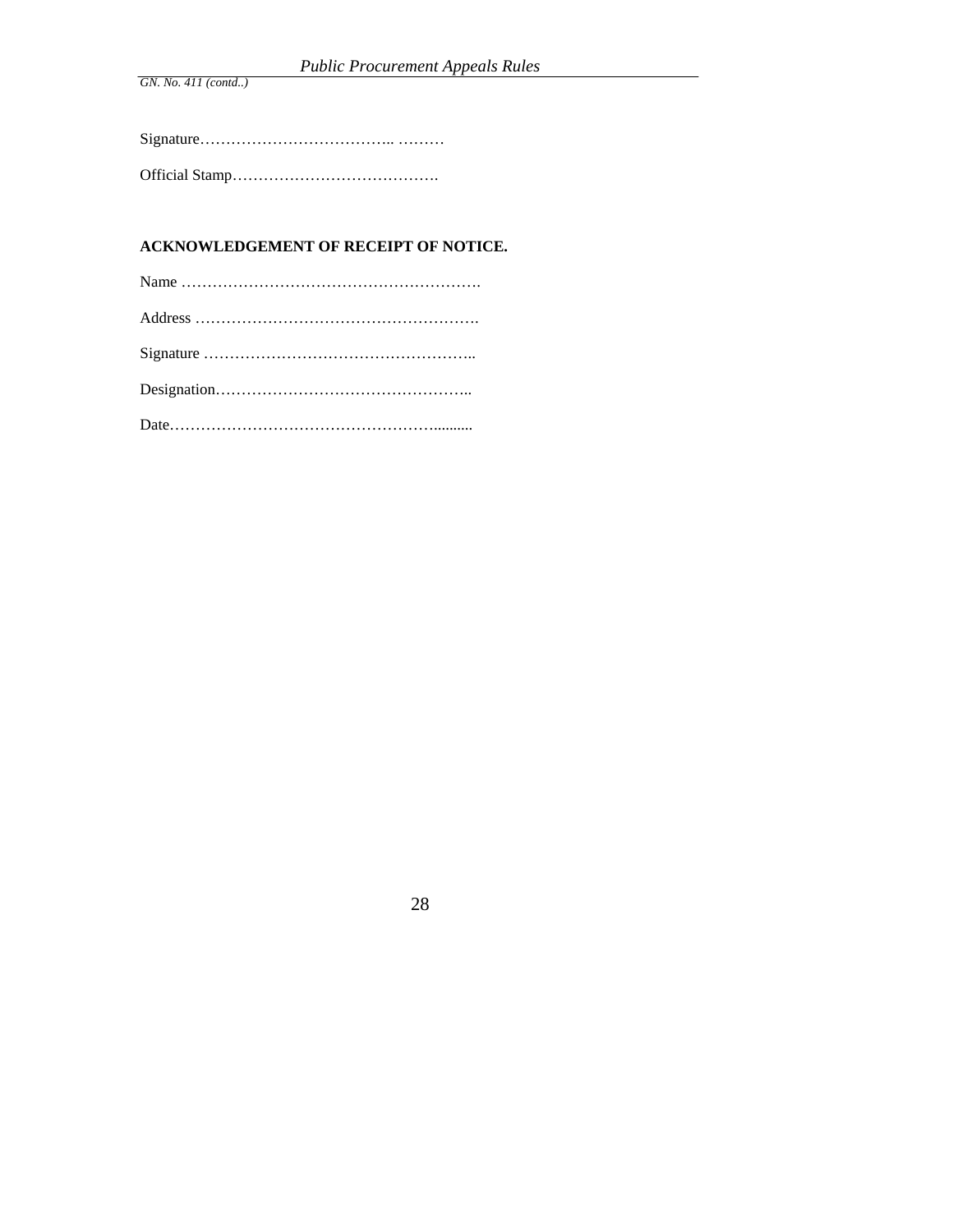Signature……………………………….. ………

Official Stamp………………………………….

**ACKNOWLEDGEMENT OF RECEIPT OF NOTICE.**

Name ………………………………………………….

Address ……………………………………………….

Signature ……………………………………………..

Designation…………………………………………..

Date……………………………………………..........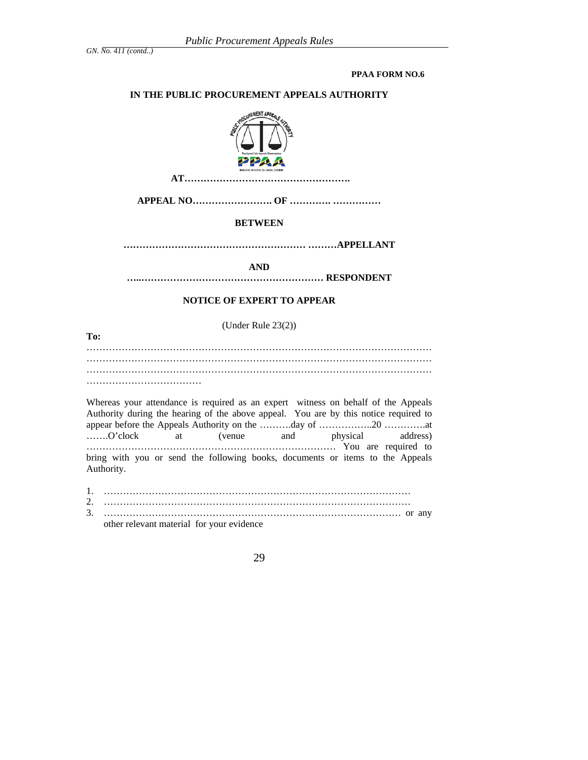**PPAA FORM NO.6**

**IN THE PUBLIC PROCUREMENT APPEALS AUTHORITY**

**AT…………………………………………….**

**APPEAL NO……………………. OF …………. ……………**

**BETWEEN**

**………………………………………………… ………APPELLANT**

**AND**

**…..………………………………………………… RESPONDENT**

**NOTICE OF EXPERT TO APPEAR**

(Under Rule 23(2))

**To:**

…………………………………………………………………………………………………
…………………………………………………………………………………………………
…………………………………………………………………………………………………
………………………………

Whereas your attendance is required as an expert witness on behalf of the Appeals Authority during the hearing of the above appeal. You are by this notice required to appear before the Appeals Authority on the ……….day of ……………..20 ………….at …….O'clock at (venue and physical address) …………………………………………………………………… You are required to bring with you or send the following books, documents or items to the Appeals Authority.

1. ……………………………………………………………………………………
2. ……………………………………………………………………………………
3. …………………………………………………………………………………… or any other relevant material for your evidence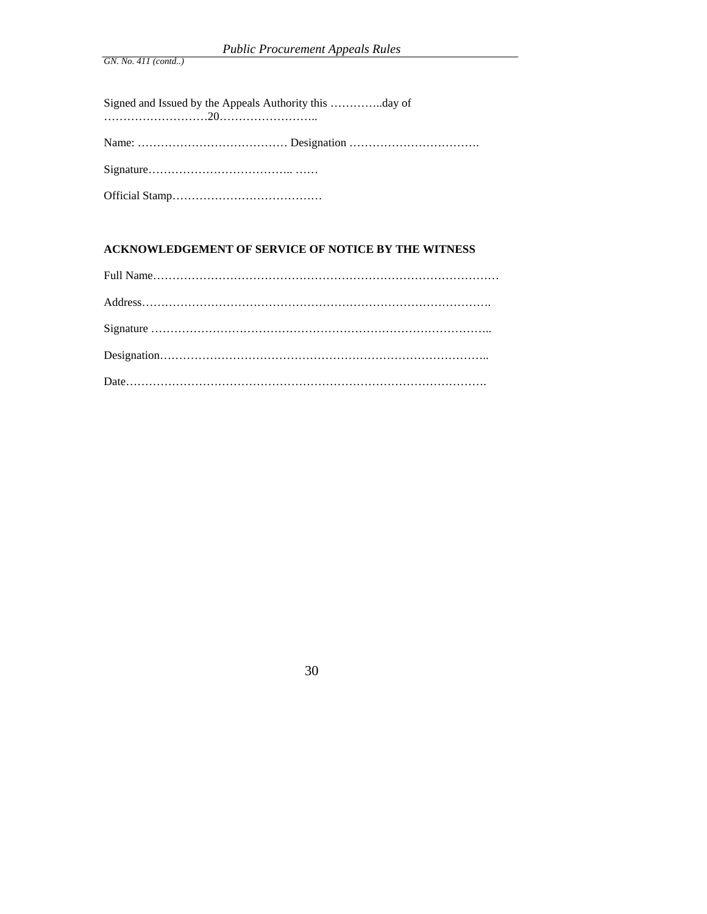Signed and Issued by the Appeals Authority this …………..day of ………………………20……………………..

Name: ………………………………… Designation …………………………….

Signature……………………………….. ……

Official Stamp…………………………………

**ACKNOWLEDGEMENT OF SERVICE OF NOTICE BY THE WITNESS**

Full Name……………………………………………………………………………

Address…………………………………………………………………………….

Signature …………………………………………………………………………..

Designation………………………………………………………………………..

Date…………………………………………………………………………………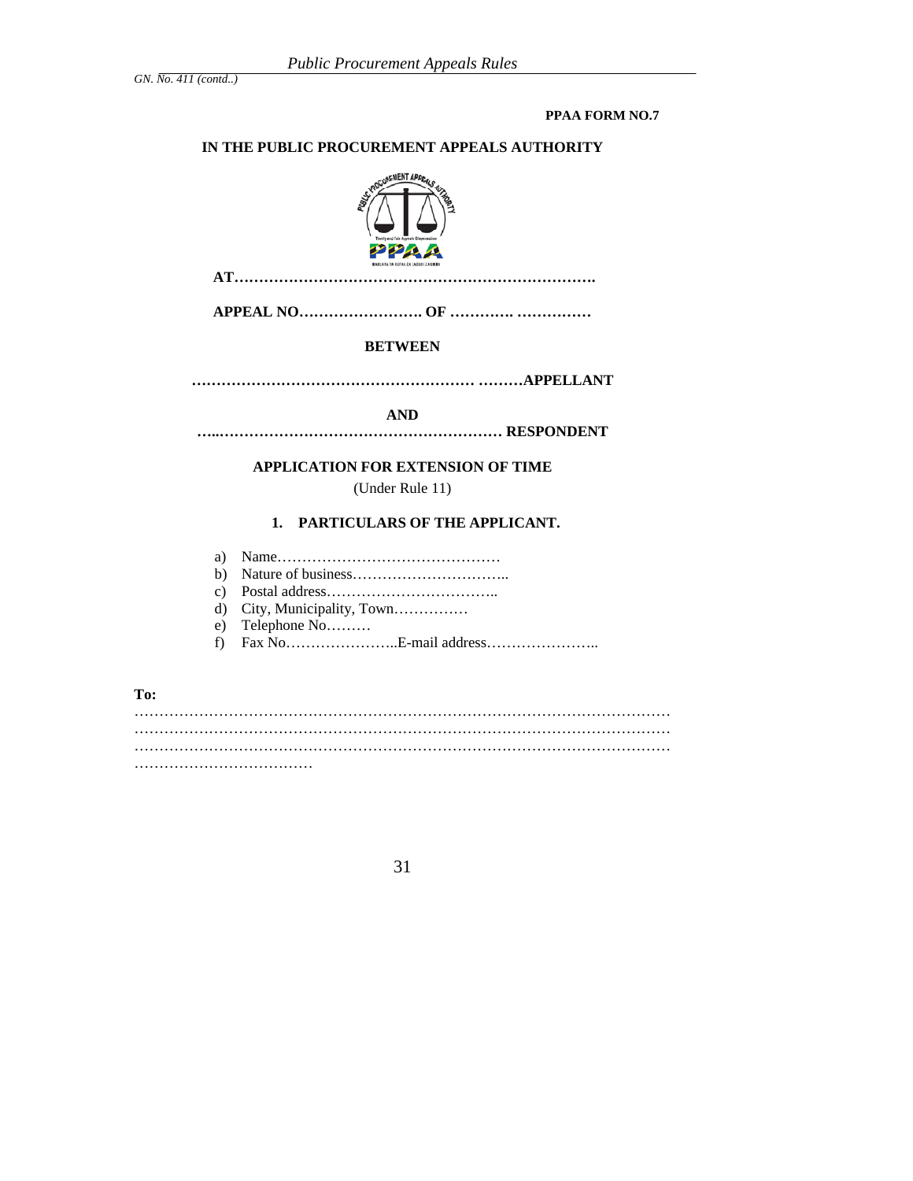**PPAA FORM NO.7**

**IN THE PUBLIC PROCUREMENT APPEALS AUTHORITY**

**AT……………………………………………………………….**

**APPEAL NO……………………. OF …………. ……………**

**BETWEEN**

**………………………………………………… ………APPELLANT**

**AND**

**…..………………………………………………… RESPONDENT**

**APPLICATION FOR EXTENSION OF TIME**

(Under Rule 11)

**1. PARTICULARS OF THE APPLICANT.**

a) Name………………………………………
b) Nature of business…………………………..
c) Postal address……………………………..
d) City, Municipality, Town……………
e) Telephone No………
f) Fax No…………………..E-mail address…………………..

**To:**
…………………………………………………………………………………………………
…………………………………………………………………………………………………
…………………………………………………………………………………………………
………………………………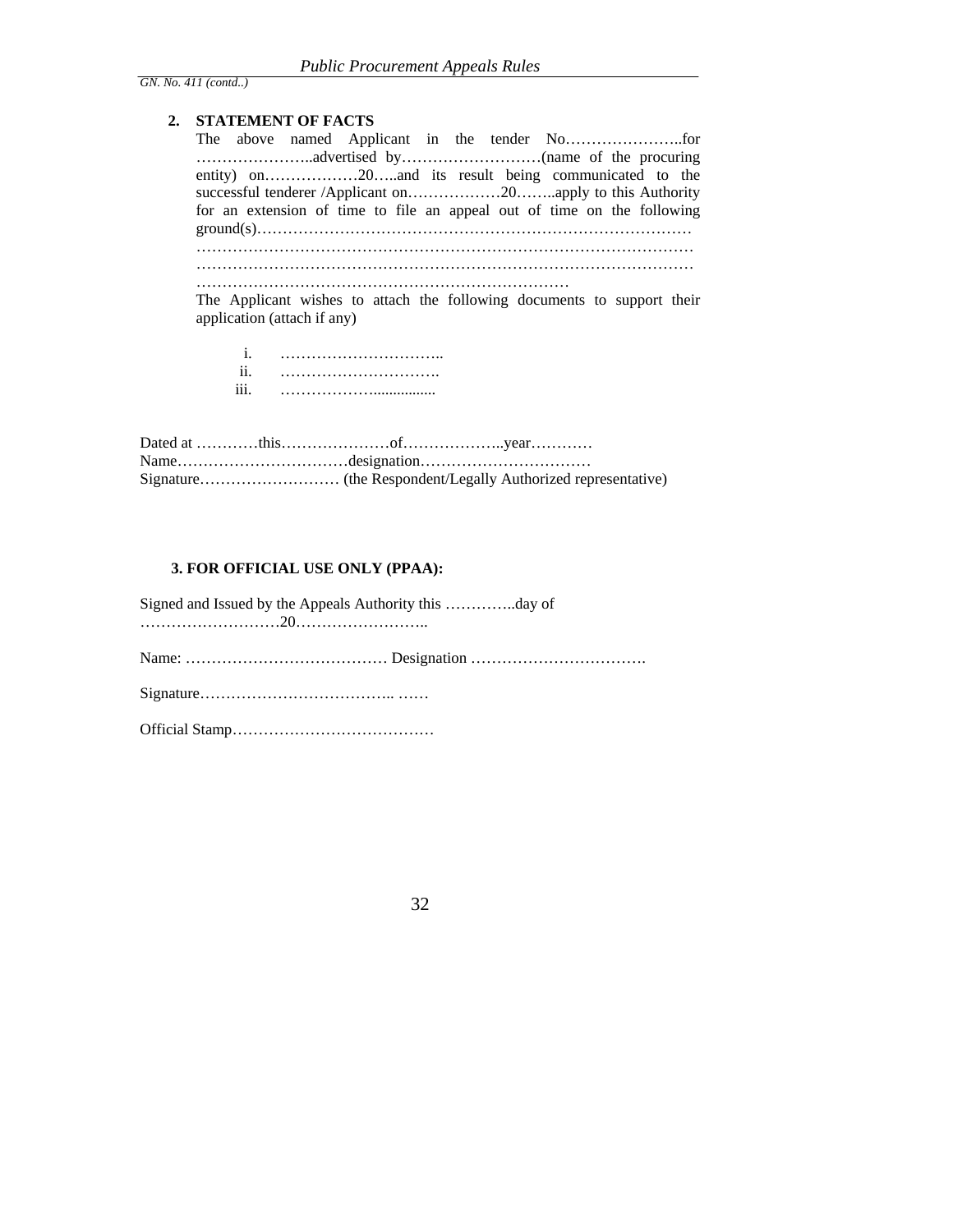*GN. No. 411 (contd..)*

2. **STATEMENT OF FACTS**

   The above named Applicant in the tender No…………………..for …………………..advertised by………………………(name of the procuring entity) on………………20…..and its result being communicated to the successful tenderer /Applicant on………………20……..apply to this Authority for an extension of time to file an appeal out of time on the following ground(s)…………………………………………………………………………… ………………………………………………………………………………… ………………………………………………………………………………… ………………………………………………………………

   The Applicant wishes to attach the following documents to support their application (attach if any)

   i. …………………………..
   ii. ………………………….
   iii. ………………...............

Dated at …………this…………………of………………..year…………
Name……………………………designation……………………………
Signature……………………… (the Respondent/Legally Authorized representative)

**3. FOR OFFICIAL USE ONLY (PPAA):**

Signed and Issued by the Appeals Authority this …………..day of ………………………20……………………..

Name: ………………………………… Designation …………………………….

Signature……………………………….. ……

Official Stamp…………………………………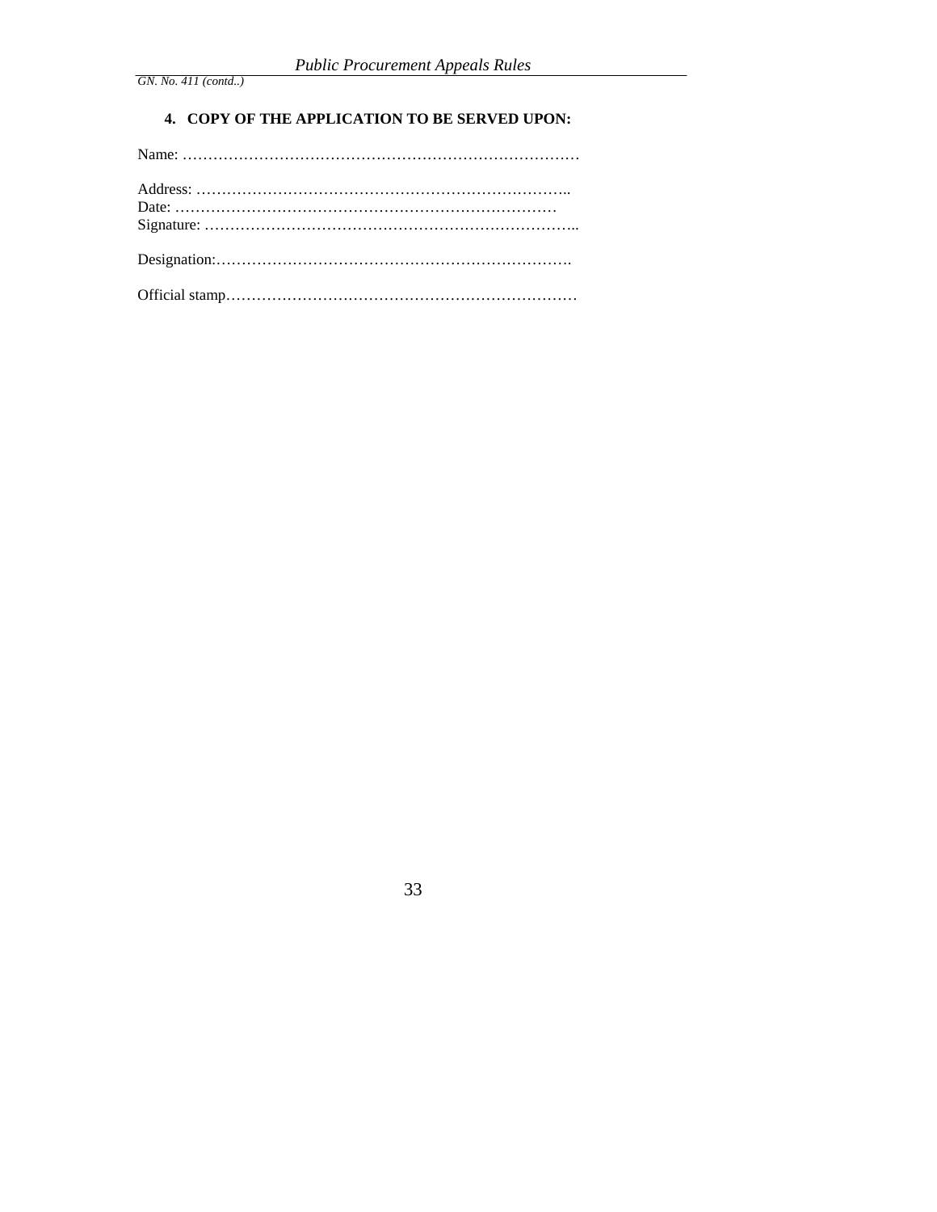**4. COPY OF THE APPLICATION TO BE SERVED UPON:**

Name: ……………………………………………………………………

Address: ………………………………………………………………..
Date: …………………………………………………………………
Signature: ………………………………………………………………..

Designation:…………………………………………………………….

Official stamp……………………………………………………………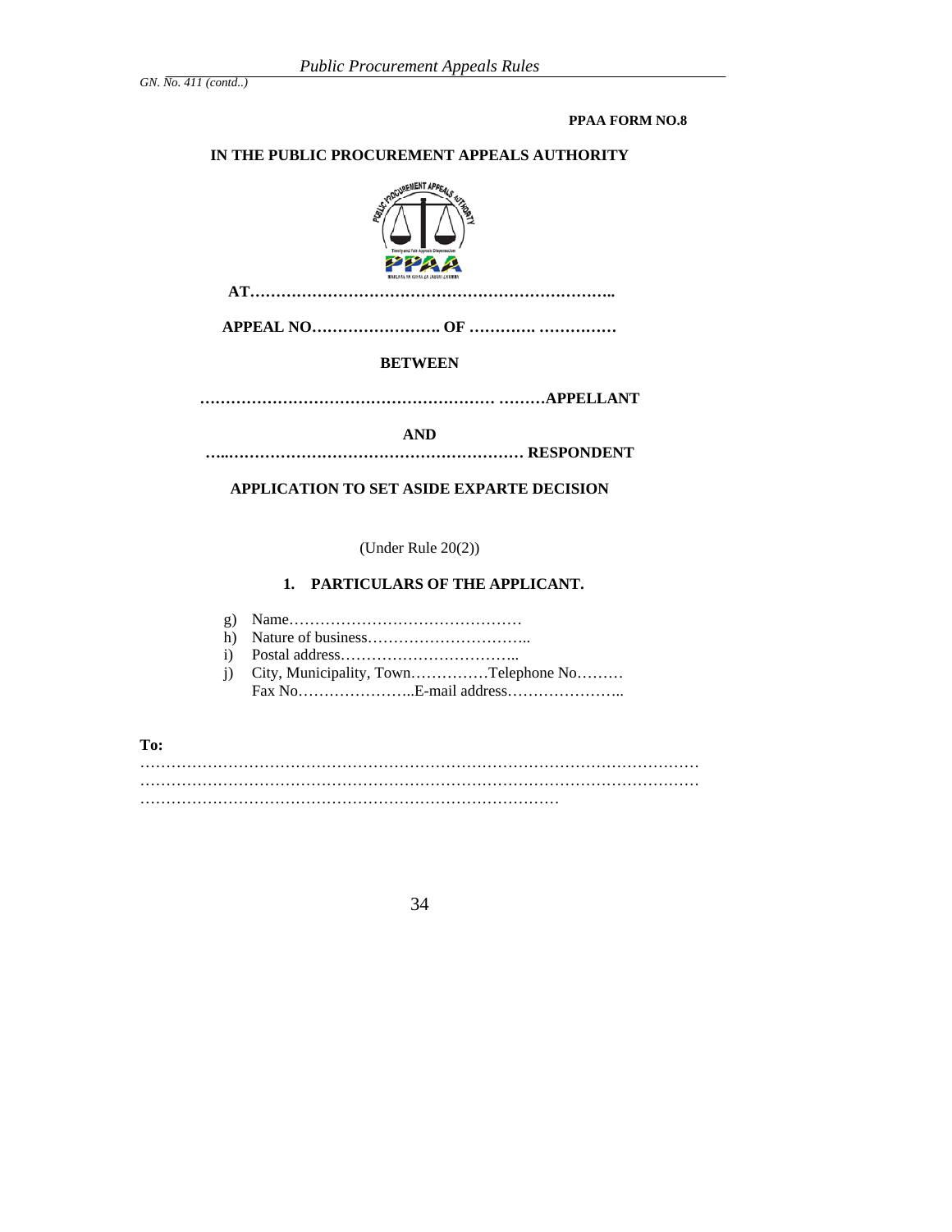**PPAA FORM NO.8**

**IN THE PUBLIC PROCUREMENT APPEALS AUTHORITY**

**AT……………………………………………………………..**

**APPEAL NO……………………. OF …………. ……………**

**BETWEEN**

**………………………………………………… ………APPELLANT**

**AND**

**…..………………………………………………… RESPONDENT**

**APPLICATION TO SET ASIDE EXPARTE DECISION**

(Under Rule 20(2))

**1. PARTICULARS OF THE APPLICANT.**

g) Name………………………………………
h) Nature of business…………………………..
i) Postal address……………………………..
j) City, Municipality, Town……………Telephone No………
   Fax No…………………..E-mail address…………………..

**To:**

……………………………………………………………………………………………
……………………………………………………………………………………………
………………………………………………………………………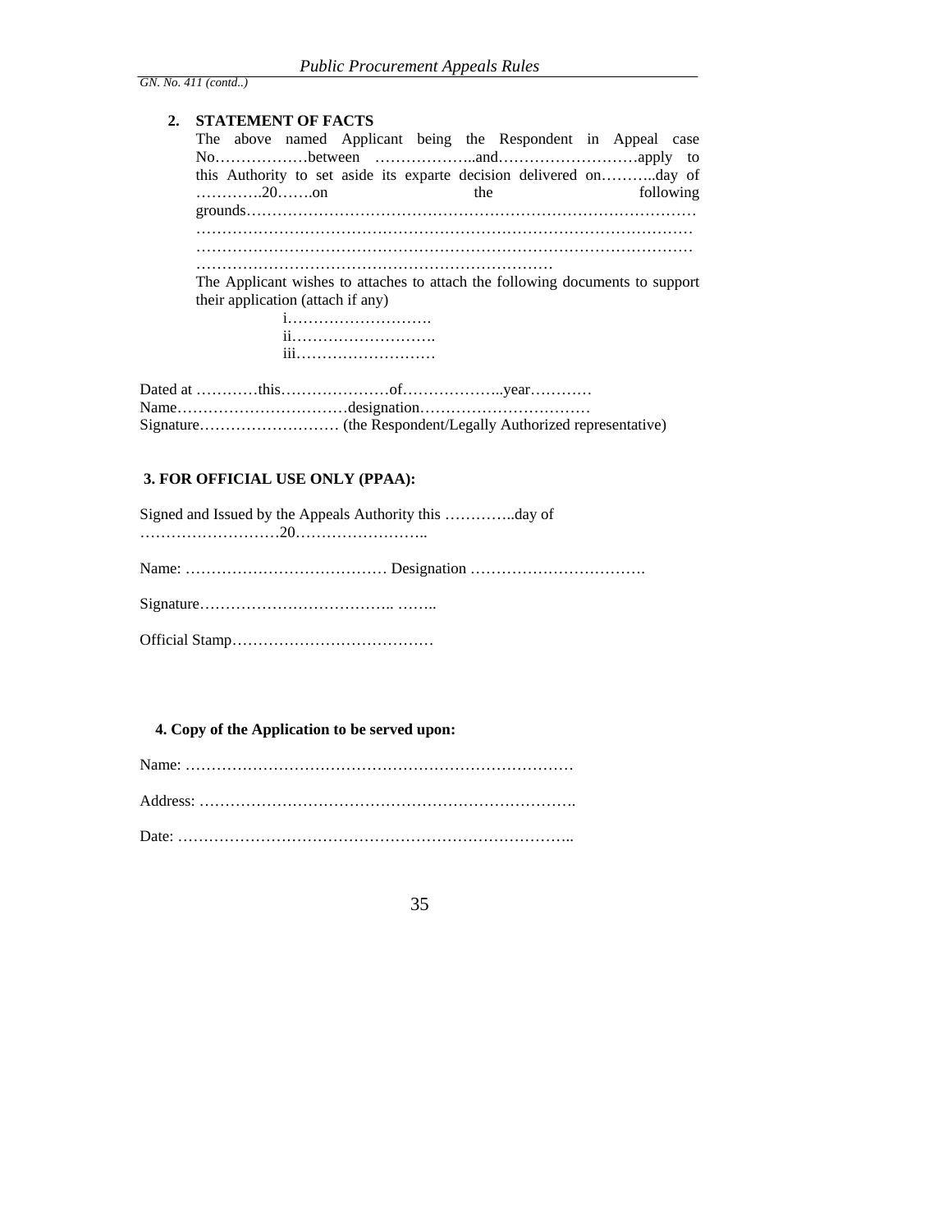**2. STATEMENT OF FACTS**

The above named Applicant being the Respondent in Appeal case No………………between ………………..and………………………apply to this Authority to set aside its exparte decision delivered on………..day of …………..20…….on the following grounds………………………………………………………………………………
………………………………………………………………………………………
………………………………………………………………………………………
……………………………………………………………

The Applicant wishes to attaches to attach the following documents to support their application (attach if any)

i……………………….
ii……………………….
iii………………………

Dated at …………this…………………of………………..year…………
Name……………………………designation……………………………
Signature……………………… (the Respondent/Legally Authorized representative)

**3. FOR OFFICIAL USE ONLY (PPAA):**

Signed and Issued by the Appeals Authority this …………..day of ………………………20……………………..

Name: ………………………………… Designation …………………………….

Signature……………………………….. ……..

Official Stamp…………………………………

**4. Copy of the Application to be served upon:**

Name: …………………………………………………………………

Address: ……………………………………………………………….

Date: …………………………………………………………………..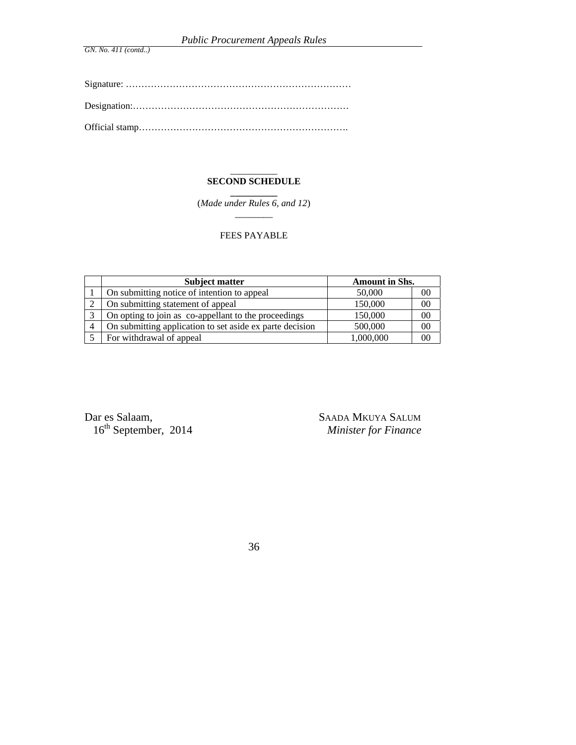Signature: ………………………………………………………………

Designation:……………………………………………………………

Official stamp………………………………………………………….

## SECOND SCHEDULE

(*Made under Rules 6, and 12*)

FEES PAYABLE

| | Subject matter | Amount in Shs. | |
|---|---|---|---|
| 1 | On submitting notice of intention to appeal | 50,000 | 00 |
| 2 | On submitting statement of appeal | 150,000 | 00 |
| 3 | On opting to join as co-appellant to the proceedings | 150,000 | 00 |
| 4 | On submitting application to set aside ex parte decision | 500,000 | 00 |
| 5 | For withdrawal of appeal | 1,000,000 | 00 |

Dar es Salaam,
16th September, 2014

SAADA MKUYA SALUM
*Minister for Finance*